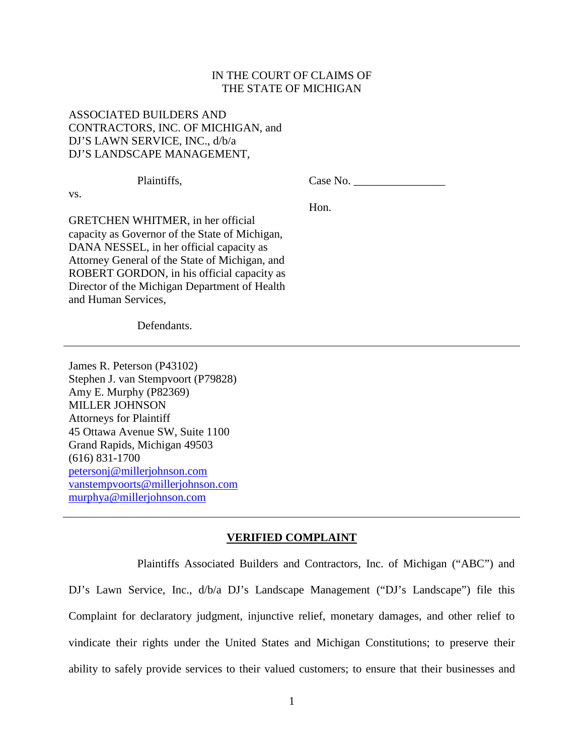IN THE COURT OF CLAIMS OF
THE STATE OF MICHIGAN

ASSOCIATED BUILDERS AND CONTRACTORS, INC. OF MICHIGAN, and DJ'S LAWN SERVICE, INC., d/b/a DJ'S LANDSCAPE MANAGEMENT,

Plaintiffs,

vs.

GRETCHEN WHITMER, in her official capacity as Governor of the State of Michigan, DANA NESSEL, in her official capacity as Attorney General of the State of Michigan, and ROBERT GORDON, in his official capacity as Director of the Michigan Department of Health and Human Services,

Defendants.

Case No. ________________

Hon.

---

James R. Peterson (P43102)
Stephen J. van Stempvoort (P79828)
Amy E. Murphy (P82369)
MILLER JOHNSON
Attorneys for Plaintiff
45 Ottawa Avenue SW, Suite 1100
Grand Rapids, Michigan 49503
(616) 831-1700
petersonj@millerjohnson.com
vanstempvoorts@millerjohnson.com
murphya@millerjohnson.com

---

**VERIFIED COMPLAINT**

Plaintiffs Associated Builders and Contractors, Inc. of Michigan ("ABC") and DJ's Lawn Service, Inc., d/b/a DJ's Landscape Management ("DJ's Landscape") file this Complaint for declaratory judgment, injunctive relief, monetary damages, and other relief to vindicate their rights under the United States and Michigan Constitutions; to preserve their ability to safely provide services to their valued customers; to ensure that their businesses and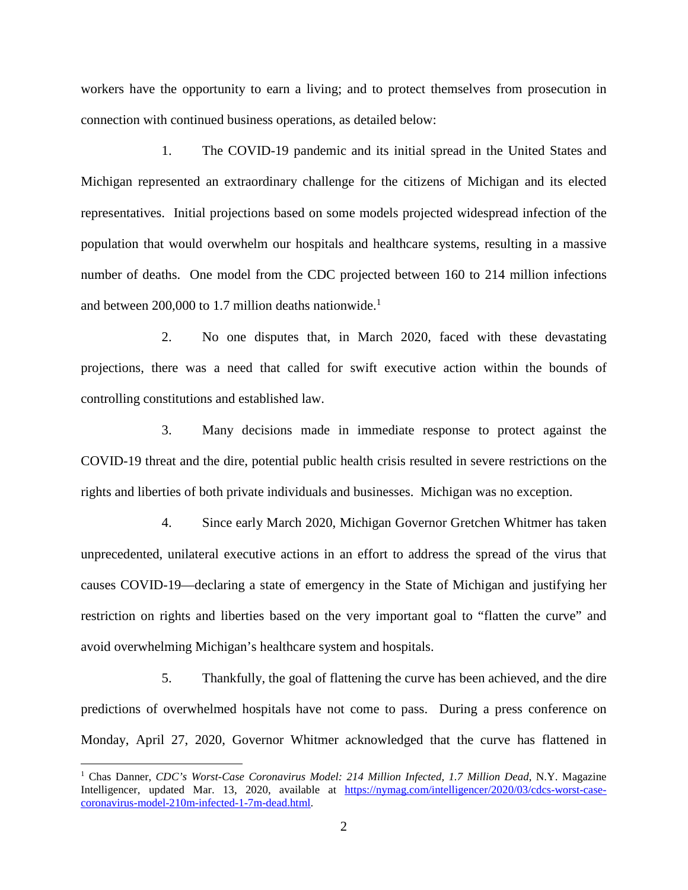workers have the opportunity to earn a living; and to protect themselves from prosecution in connection with continued business operations, as detailed below:

1. The COVID-19 pandemic and its initial spread in the United States and Michigan represented an extraordinary challenge for the citizens of Michigan and its elected representatives. Initial projections based on some models projected widespread infection of the population that would overwhelm our hospitals and healthcare systems, resulting in a massive number of deaths. One model from the CDC projected between 160 to 214 million infections and between 200,000 to 1.7 million deaths nationwide.[1]

2. No one disputes that, in March 2020, faced with these devastating projections, there was a need that called for swift executive action within the bounds of controlling constitutions and established law.

3. Many decisions made in immediate response to protect against the COVID-19 threat and the dire, potential public health crisis resulted in severe restrictions on the rights and liberties of both private individuals and businesses. Michigan was no exception.

4. Since early March 2020, Michigan Governor Gretchen Whitmer has taken unprecedented, unilateral executive actions in an effort to address the spread of the virus that causes COVID-19—declaring a state of emergency in the State of Michigan and justifying her restriction on rights and liberties based on the very important goal to "flatten the curve" and avoid overwhelming Michigan's healthcare system and hospitals.

5. Thankfully, the goal of flattening the curve has been achieved, and the dire predictions of overwhelmed hospitals have not come to pass. During a press conference on Monday, April 27, 2020, Governor Whitmer acknowledged that the curve has flattened in

---

[1] Chas Danner, *CDC's Worst-Case Coronavirus Model: 214 Million Infected, 1.7 Million Dead*, N.Y. Magazine Intelligencer, updated Mar. 13, 2020, available at https://nymag.com/intelligencer/2020/03/cdcs-worst-case-coronavirus-model-210m-infected-1-7m-dead.html.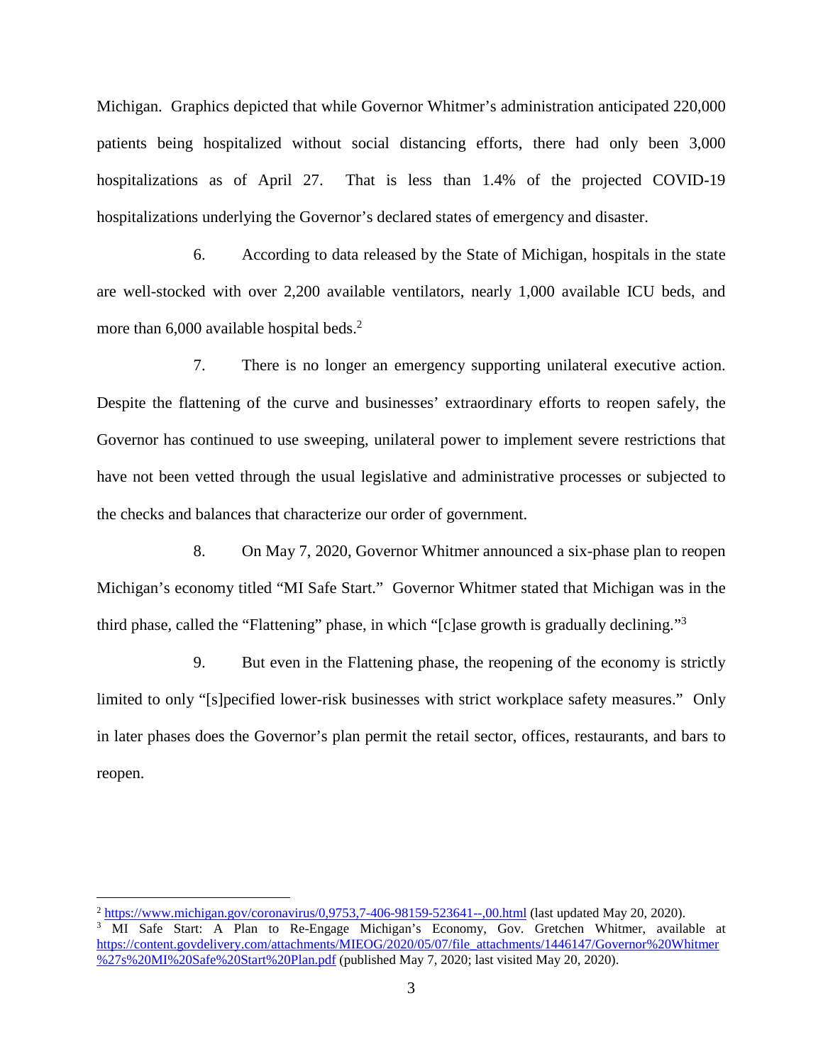Michigan. Graphics depicted that while Governor Whitmer's administration anticipated 220,000 patients being hospitalized without social distancing efforts, there had only been 3,000 hospitalizations as of April 27. That is less than 1.4% of the projected COVID-19 hospitalizations underlying the Governor's declared states of emergency and disaster.

6. According to data released by the State of Michigan, hospitals in the state are well-stocked with over 2,200 available ventilators, nearly 1,000 available ICU beds, and more than 6,000 available hospital beds.[2]

7. There is no longer an emergency supporting unilateral executive action. Despite the flattening of the curve and businesses' extraordinary efforts to reopen safely, the Governor has continued to use sweeping, unilateral power to implement severe restrictions that have not been vetted through the usual legislative and administrative processes or subjected to the checks and balances that characterize our order of government.

8. On May 7, 2020, Governor Whitmer announced a six-phase plan to reopen Michigan's economy titled "MI Safe Start." Governor Whitmer stated that Michigan was in the third phase, called the "Flattening" phase, in which "[c]ase growth is gradually declining."[3]

9. But even in the Flattening phase, the reopening of the economy is strictly limited to only "[s]pecified lower-risk businesses with strict workplace safety measures." Only in later phases does the Governor's plan permit the retail sector, offices, restaurants, and bars to reopen.

---

[2] https://www.michigan.gov/coronavirus/0,9753,7-406-98159-523641--,00.html (last updated May 20, 2020).

[3] MI Safe Start: A Plan to Re-Engage Michigan's Economy, Gov. Gretchen Whitmer, available at https://content.govdelivery.com/attachments/MIEOG/2020/05/07/file_attachments/1446147/Governor%20Whitmer%27s%20MI%20Safe%20Start%20Plan.pdf (published May 7, 2020; last visited May 20, 2020).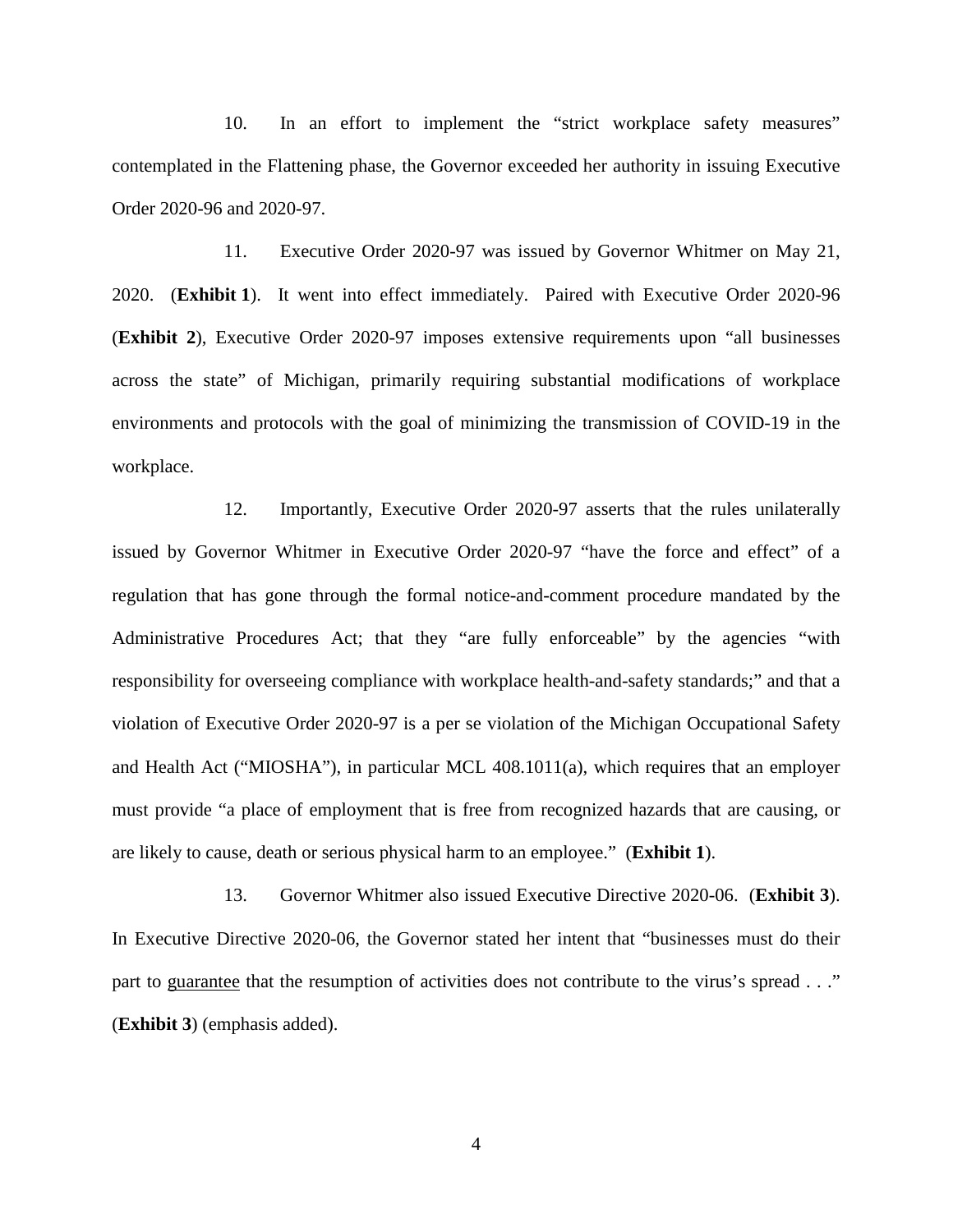10. In an effort to implement the "strict workplace safety measures" contemplated in the Flattening phase, the Governor exceeded her authority in issuing Executive Order 2020-96 and 2020-97.

11. Executive Order 2020-97 was issued by Governor Whitmer on May 21, 2020. (**Exhibit 1**). It went into effect immediately. Paired with Executive Order 2020-96 (**Exhibit 2**), Executive Order 2020-97 imposes extensive requirements upon "all businesses across the state" of Michigan, primarily requiring substantial modifications of workplace environments and protocols with the goal of minimizing the transmission of COVID-19 in the workplace.

12. Importantly, Executive Order 2020-97 asserts that the rules unilaterally issued by Governor Whitmer in Executive Order 2020-97 "have the force and effect" of a regulation that has gone through the formal notice-and-comment procedure mandated by the Administrative Procedures Act; that they "are fully enforceable" by the agencies "with responsibility for overseeing compliance with workplace health-and-safety standards;" and that a violation of Executive Order 2020-97 is a per se violation of the Michigan Occupational Safety and Health Act ("MIOSHA"), in particular MCL 408.1011(a), which requires that an employer must provide "a place of employment that is free from recognized hazards that are causing, or are likely to cause, death or serious physical harm to an employee." (**Exhibit 1**).

13. Governor Whitmer also issued Executive Directive 2020-06. (**Exhibit 3**). In Executive Directive 2020-06, the Governor stated her intent that "businesses must do their part to <u>guarantee</u> that the resumption of activities does not contribute to the virus's spread . . ." (**Exhibit 3**) (emphasis added).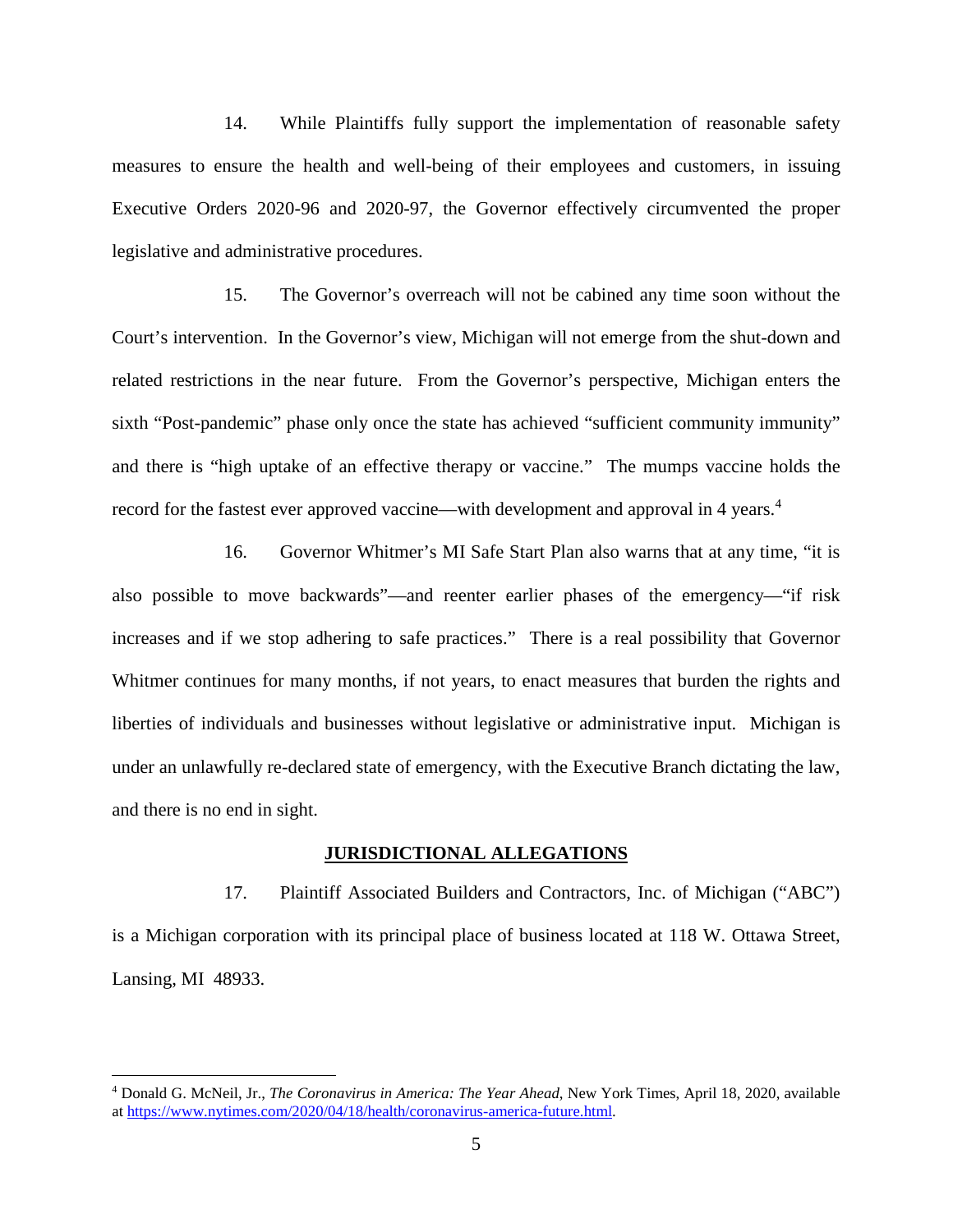14. While Plaintiffs fully support the implementation of reasonable safety measures to ensure the health and well-being of their employees and customers, in issuing Executive Orders 2020-96 and 2020-97, the Governor effectively circumvented the proper legislative and administrative procedures.

15. The Governor's overreach will not be cabined any time soon without the Court's intervention. In the Governor's view, Michigan will not emerge from the shut-down and related restrictions in the near future. From the Governor's perspective, Michigan enters the sixth "Post-pandemic" phase only once the state has achieved "sufficient community immunity" and there is "high uptake of an effective therapy or vaccine." The mumps vaccine holds the record for the fastest ever approved vaccine—with development and approval in 4 years.[4]

16. Governor Whitmer's MI Safe Start Plan also warns that at any time, "it is also possible to move backwards"—and reenter earlier phases of the emergency—"if risk increases and if we stop adhering to safe practices." There is a real possibility that Governor Whitmer continues for many months, if not years, to enact measures that burden the rights and liberties of individuals and businesses without legislative or administrative input. Michigan is under an unlawfully re-declared state of emergency, with the Executive Branch dictating the law, and there is no end in sight.

## JURISDICTIONAL ALLEGATIONS

17. Plaintiff Associated Builders and Contractors, Inc. of Michigan ("ABC") is a Michigan corporation with its principal place of business located at 118 W. Ottawa Street, Lansing, MI 48933.

---

[4] Donald G. McNeil, Jr., *The Coronavirus in America: The Year Ahead*, New York Times, April 18, 2020, available at https://www.nytimes.com/2020/04/18/health/coronavirus-america-future.html.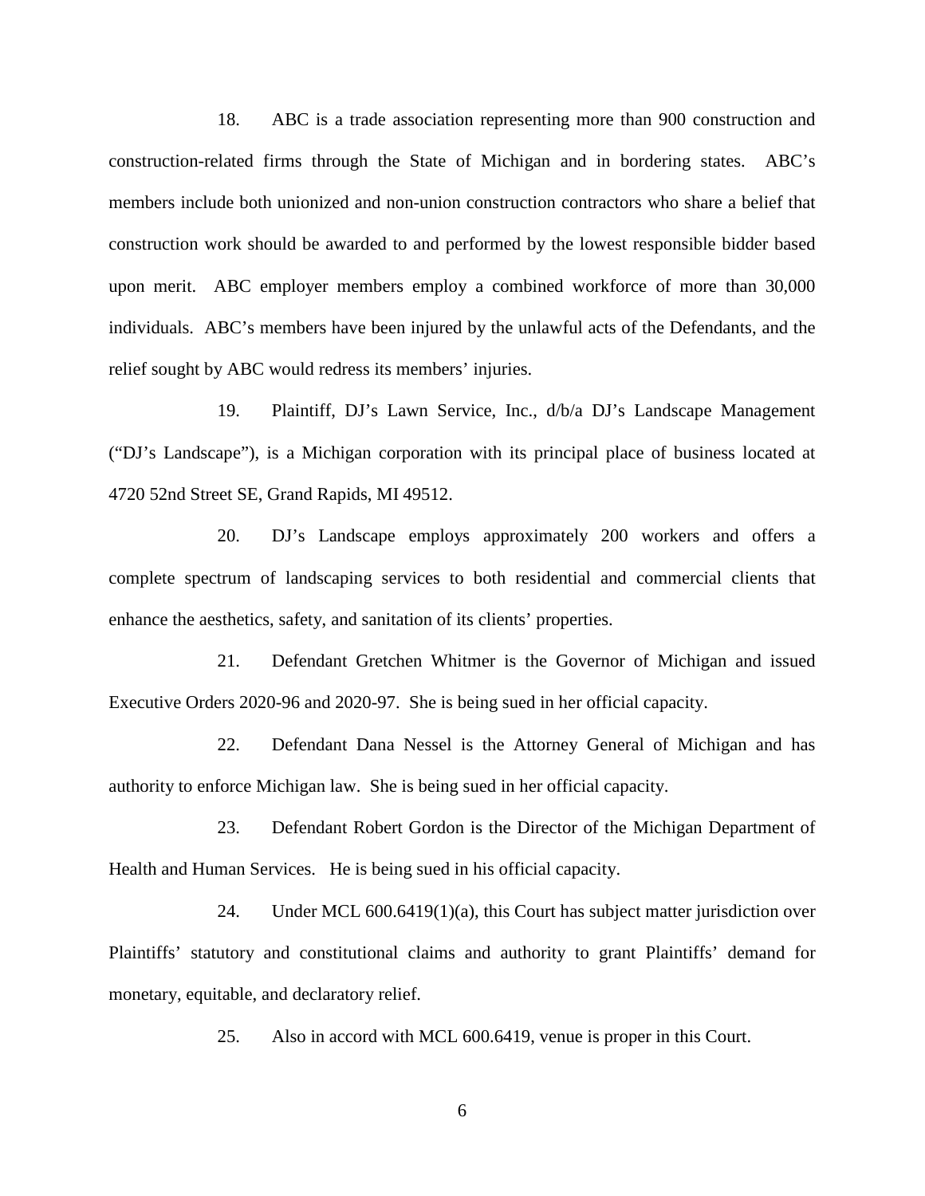18. ABC is a trade association representing more than 900 construction and construction-related firms through the State of Michigan and in bordering states. ABC's members include both unionized and non-union construction contractors who share a belief that construction work should be awarded to and performed by the lowest responsible bidder based upon merit. ABC employer members employ a combined workforce of more than 30,000 individuals. ABC's members have been injured by the unlawful acts of the Defendants, and the relief sought by ABC would redress its members' injuries.

19. Plaintiff, DJ's Lawn Service, Inc., d/b/a DJ's Landscape Management ("DJ's Landscape"), is a Michigan corporation with its principal place of business located at 4720 52nd Street SE, Grand Rapids, MI 49512.

20. DJ's Landscape employs approximately 200 workers and offers a complete spectrum of landscaping services to both residential and commercial clients that enhance the aesthetics, safety, and sanitation of its clients' properties.

21. Defendant Gretchen Whitmer is the Governor of Michigan and issued Executive Orders 2020-96 and 2020-97. She is being sued in her official capacity.

22. Defendant Dana Nessel is the Attorney General of Michigan and has authority to enforce Michigan law. She is being sued in her official capacity.

23. Defendant Robert Gordon is the Director of the Michigan Department of Health and Human Services. He is being sued in his official capacity.

24. Under MCL 600.6419(1)(a), this Court has subject matter jurisdiction over Plaintiffs' statutory and constitutional claims and authority to grant Plaintiffs' demand for monetary, equitable, and declaratory relief.

25. Also in accord with MCL 600.6419, venue is proper in this Court.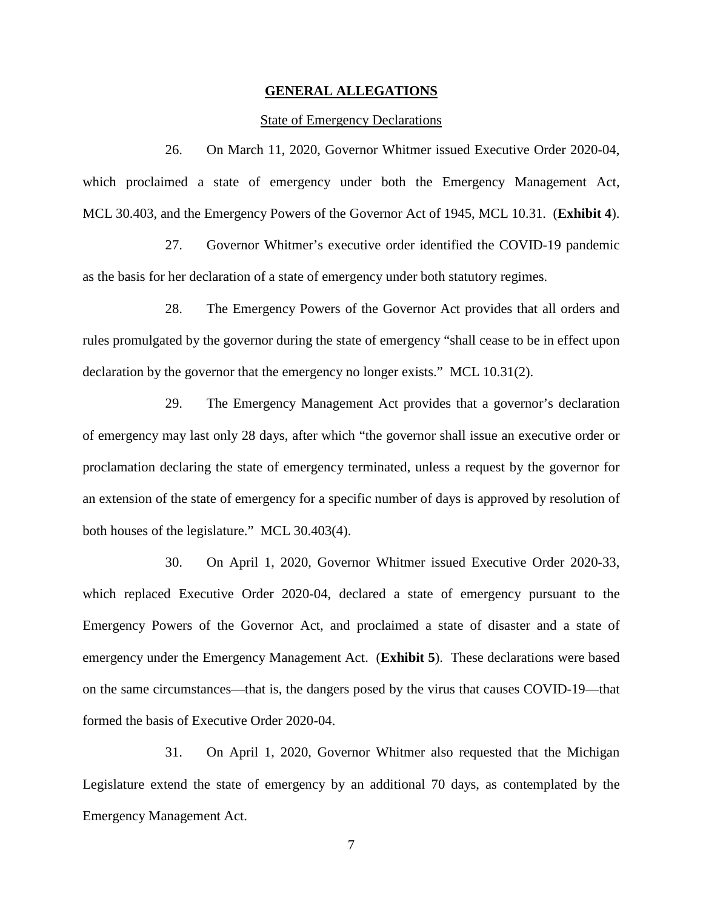## GENERAL ALLEGATIONS

### State of Emergency Declarations

26. On March 11, 2020, Governor Whitmer issued Executive Order 2020-04, which proclaimed a state of emergency under both the Emergency Management Act, MCL 30.403, and the Emergency Powers of the Governor Act of 1945, MCL 10.31. (**Exhibit 4**).

27. Governor Whitmer's executive order identified the COVID-19 pandemic as the basis for her declaration of a state of emergency under both statutory regimes.

28. The Emergency Powers of the Governor Act provides that all orders and rules promulgated by the governor during the state of emergency "shall cease to be in effect upon declaration by the governor that the emergency no longer exists." MCL 10.31(2).

29. The Emergency Management Act provides that a governor's declaration of emergency may last only 28 days, after which "the governor shall issue an executive order or proclamation declaring the state of emergency terminated, unless a request by the governor for an extension of the state of emergency for a specific number of days is approved by resolution of both houses of the legislature." MCL 30.403(4).

30. On April 1, 2020, Governor Whitmer issued Executive Order 2020-33, which replaced Executive Order 2020-04, declared a state of emergency pursuant to the Emergency Powers of the Governor Act, and proclaimed a state of disaster and a state of emergency under the Emergency Management Act. (**Exhibit 5**). These declarations were based on the same circumstances—that is, the dangers posed by the virus that causes COVID-19—that formed the basis of Executive Order 2020-04.

31. On April 1, 2020, Governor Whitmer also requested that the Michigan Legislature extend the state of emergency by an additional 70 days, as contemplated by the Emergency Management Act.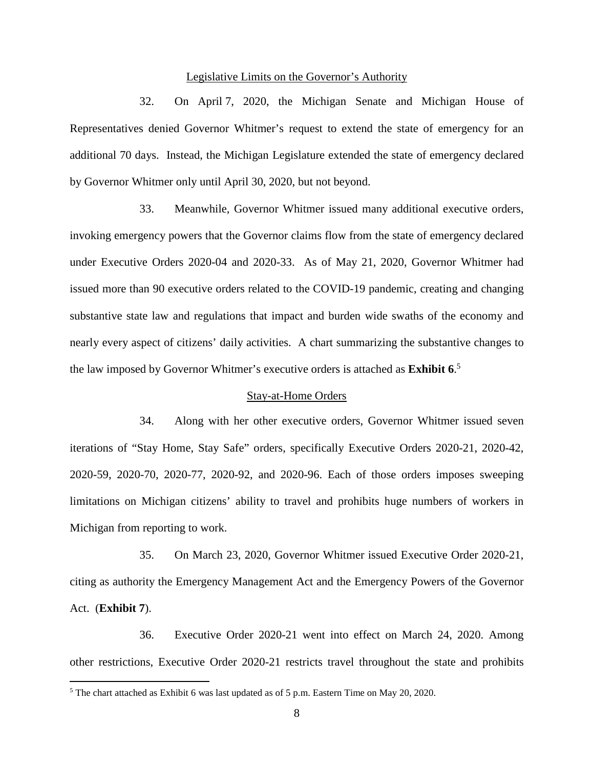Legislative Limits on the Governor's Authority

32. On April 7, 2020, the Michigan Senate and Michigan House of Representatives denied Governor Whitmer's request to extend the state of emergency for an additional 70 days. Instead, the Michigan Legislature extended the state of emergency declared by Governor Whitmer only until April 30, 2020, but not beyond.

33. Meanwhile, Governor Whitmer issued many additional executive orders, invoking emergency powers that the Governor claims flow from the state of emergency declared under Executive Orders 2020-04 and 2020-33. As of May 21, 2020, Governor Whitmer had issued more than 90 executive orders related to the COVID-19 pandemic, creating and changing substantive state law and regulations that impact and burden wide swaths of the economy and nearly every aspect of citizens' daily activities. A chart summarizing the substantive changes to the law imposed by Governor Whitmer's executive orders is attached as **Exhibit 6**.[5]

Stay-at-Home Orders

34. Along with her other executive orders, Governor Whitmer issued seven iterations of "Stay Home, Stay Safe" orders, specifically Executive Orders 2020-21, 2020-42, 2020-59, 2020-70, 2020-77, 2020-92, and 2020-96. Each of those orders imposes sweeping limitations on Michigan citizens' ability to travel and prohibits huge numbers of workers in Michigan from reporting to work.

35. On March 23, 2020, Governor Whitmer issued Executive Order 2020-21, citing as authority the Emergency Management Act and the Emergency Powers of the Governor Act. (**Exhibit 7**).

36. Executive Order 2020-21 went into effect on March 24, 2020. Among other restrictions, Executive Order 2020-21 restricts travel throughout the state and prohibits

[5] The chart attached as Exhibit 6 was last updated as of 5 p.m. Eastern Time on May 20, 2020.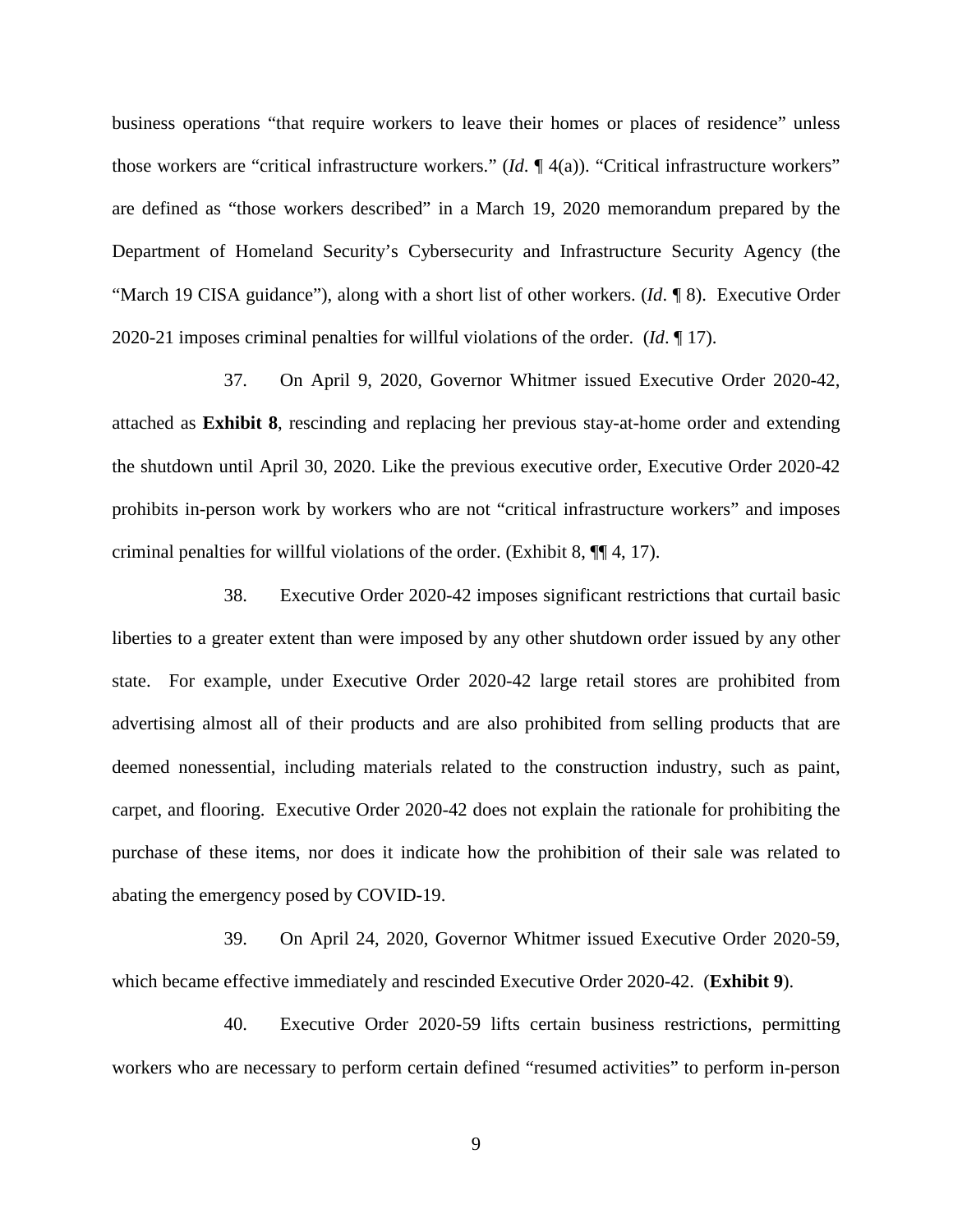business operations "that require workers to leave their homes or places of residence" unless those workers are "critical infrastructure workers." (*Id*. ¶ 4(a)). "Critical infrastructure workers" are defined as "those workers described" in a March 19, 2020 memorandum prepared by the Department of Homeland Security's Cybersecurity and Infrastructure Security Agency (the "March 19 CISA guidance"), along with a short list of other workers. (*Id*. ¶ 8). Executive Order 2020-21 imposes criminal penalties for willful violations of the order. (*Id*. ¶ 17).

37. On April 9, 2020, Governor Whitmer issued Executive Order 2020-42, attached as **Exhibit 8**, rescinding and replacing her previous stay-at-home order and extending the shutdown until April 30, 2020. Like the previous executive order, Executive Order 2020-42 prohibits in-person work by workers who are not "critical infrastructure workers" and imposes criminal penalties for willful violations of the order. (Exhibit 8, ¶¶ 4, 17).

38. Executive Order 2020-42 imposes significant restrictions that curtail basic liberties to a greater extent than were imposed by any other shutdown order issued by any other state. For example, under Executive Order 2020-42 large retail stores are prohibited from advertising almost all of their products and are also prohibited from selling products that are deemed nonessential, including materials related to the construction industry, such as paint, carpet, and flooring. Executive Order 2020-42 does not explain the rationale for prohibiting the purchase of these items, nor does it indicate how the prohibition of their sale was related to abating the emergency posed by COVID-19.

39. On April 24, 2020, Governor Whitmer issued Executive Order 2020-59, which became effective immediately and rescinded Executive Order 2020-42. (**Exhibit 9**).

40. Executive Order 2020-59 lifts certain business restrictions, permitting workers who are necessary to perform certain defined "resumed activities" to perform in-person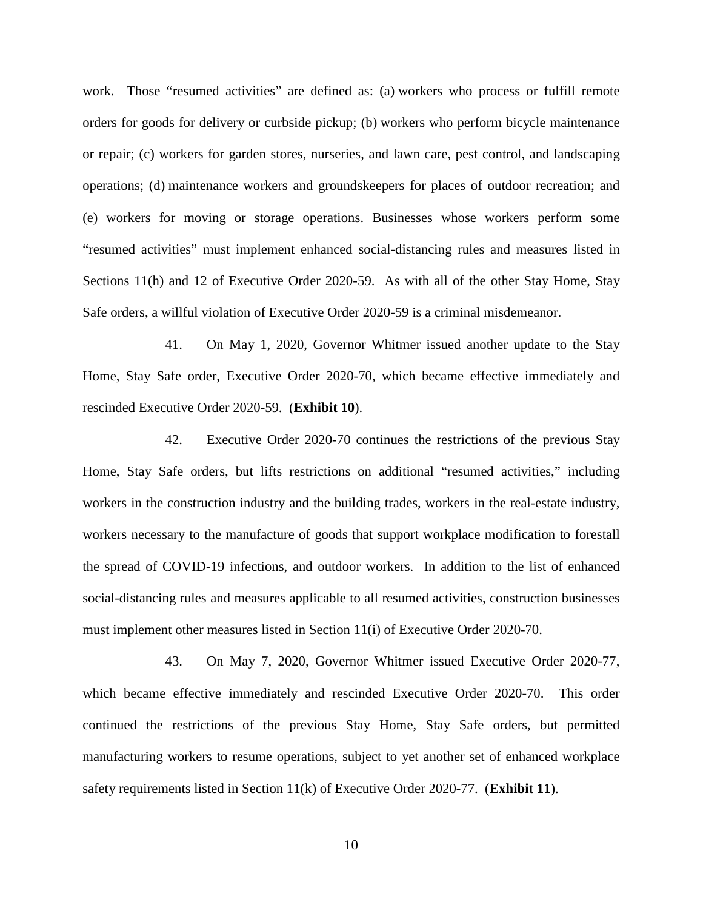work. Those "resumed activities" are defined as: (a) workers who process or fulfill remote orders for goods for delivery or curbside pickup; (b) workers who perform bicycle maintenance or repair; (c) workers for garden stores, nurseries, and lawn care, pest control, and landscaping operations; (d) maintenance workers and groundskeepers for places of outdoor recreation; and (e) workers for moving or storage operations. Businesses whose workers perform some "resumed activities" must implement enhanced social-distancing rules and measures listed in Sections 11(h) and 12 of Executive Order 2020-59. As with all of the other Stay Home, Stay Safe orders, a willful violation of Executive Order 2020-59 is a criminal misdemeanor.

41. On May 1, 2020, Governor Whitmer issued another update to the Stay Home, Stay Safe order, Executive Order 2020-70, which became effective immediately and rescinded Executive Order 2020-59. (**Exhibit 10**).

42. Executive Order 2020-70 continues the restrictions of the previous Stay Home, Stay Safe orders, but lifts restrictions on additional "resumed activities," including workers in the construction industry and the building trades, workers in the real-estate industry, workers necessary to the manufacture of goods that support workplace modification to forestall the spread of COVID-19 infections, and outdoor workers. In addition to the list of enhanced social-distancing rules and measures applicable to all resumed activities, construction businesses must implement other measures listed in Section 11(i) of Executive Order 2020-70.

43. On May 7, 2020, Governor Whitmer issued Executive Order 2020-77, which became effective immediately and rescinded Executive Order 2020-70. This order continued the restrictions of the previous Stay Home, Stay Safe orders, but permitted manufacturing workers to resume operations, subject to yet another set of enhanced workplace safety requirements listed in Section 11(k) of Executive Order 2020-77. (**Exhibit 11**).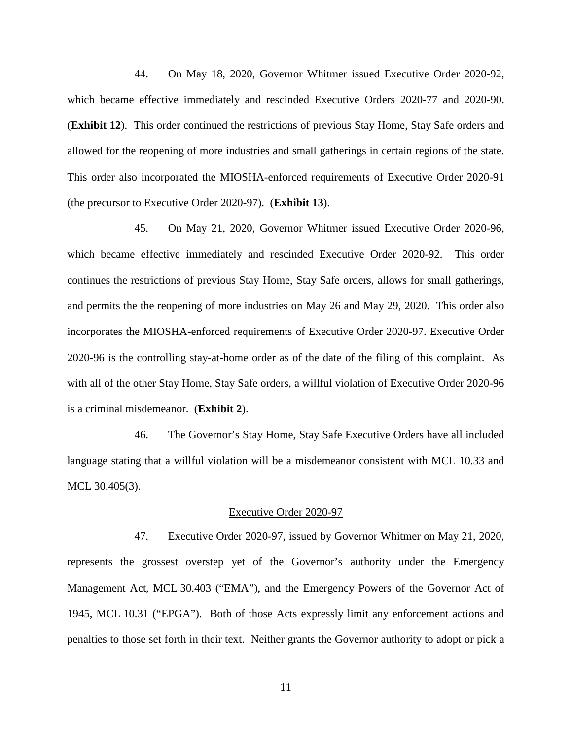44. On May 18, 2020, Governor Whitmer issued Executive Order 2020-92, which became effective immediately and rescinded Executive Orders 2020-77 and 2020-90. (**Exhibit 12**). This order continued the restrictions of previous Stay Home, Stay Safe orders and allowed for the reopening of more industries and small gatherings in certain regions of the state. This order also incorporated the MIOSHA-enforced requirements of Executive Order 2020-91 (the precursor to Executive Order 2020-97). (**Exhibit 13**).

45. On May 21, 2020, Governor Whitmer issued Executive Order 2020-96, which became effective immediately and rescinded Executive Order 2020-92. This order continues the restrictions of previous Stay Home, Stay Safe orders, allows for small gatherings, and permits the the reopening of more industries on May 26 and May 29, 2020. This order also incorporates the MIOSHA-enforced requirements of Executive Order 2020-97. Executive Order 2020-96 is the controlling stay-at-home order as of the date of the filing of this complaint. As with all of the other Stay Home, Stay Safe orders, a willful violation of Executive Order 2020-96 is a criminal misdemeanor. (**Exhibit 2**).

46. The Governor's Stay Home, Stay Safe Executive Orders have all included language stating that a willful violation will be a misdemeanor consistent with MCL 10.33 and MCL 30.405(3).

<u>Executive Order 2020-97</u>

47. Executive Order 2020-97, issued by Governor Whitmer on May 21, 2020, represents the grossest overstep yet of the Governor's authority under the Emergency Management Act, MCL 30.403 ("EMA"), and the Emergency Powers of the Governor Act of 1945, MCL 10.31 ("EPGA"). Both of those Acts expressly limit any enforcement actions and penalties to those set forth in their text. Neither grants the Governor authority to adopt or pick a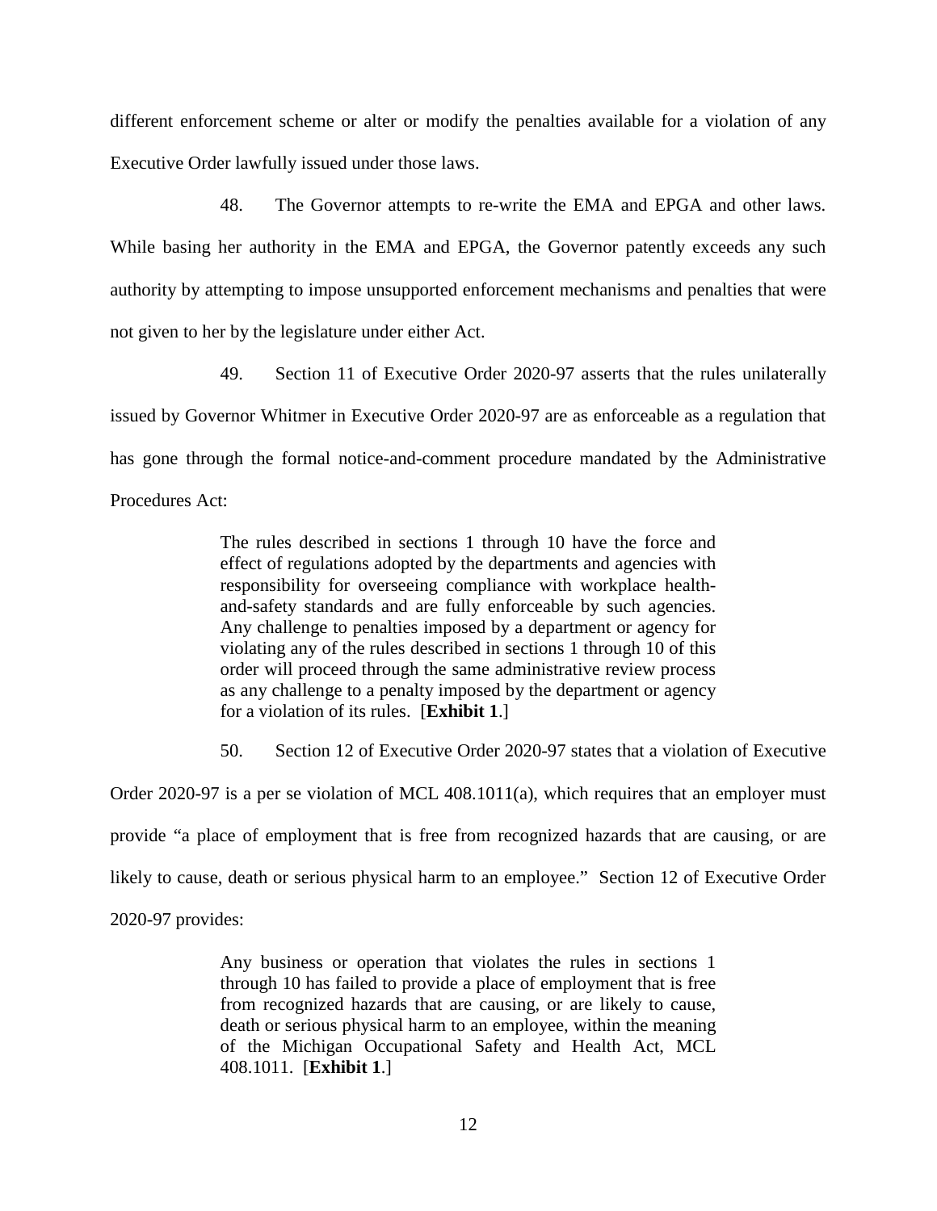different enforcement scheme or alter or modify the penalties available for a violation of any Executive Order lawfully issued under those laws.

48. The Governor attempts to re-write the EMA and EPGA and other laws. While basing her authority in the EMA and EPGA, the Governor patently exceeds any such authority by attempting to impose unsupported enforcement mechanisms and penalties that were not given to her by the legislature under either Act.

49. Section 11 of Executive Order 2020-97 asserts that the rules unilaterally issued by Governor Whitmer in Executive Order 2020-97 are as enforceable as a regulation that has gone through the formal notice-and-comment procedure mandated by the Administrative Procedures Act:

> The rules described in sections 1 through 10 have the force and effect of regulations adopted by the departments and agencies with responsibility for overseeing compliance with workplace health-and-safety standards and are fully enforceable by such agencies. Any challenge to penalties imposed by a department or agency for violating any of the rules described in sections 1 through 10 of this order will proceed through the same administrative review process as any challenge to a penalty imposed by the department or agency for a violation of its rules. [**Exhibit 1**.]

50. Section 12 of Executive Order 2020-97 states that a violation of Executive Order 2020-97 is a per se violation of MCL 408.1011(a), which requires that an employer must provide "a place of employment that is free from recognized hazards that are causing, or are likely to cause, death or serious physical harm to an employee." Section 12 of Executive Order 2020-97 provides:

> Any business or operation that violates the rules in sections 1 through 10 has failed to provide a place of employment that is free from recognized hazards that are causing, or are likely to cause, death or serious physical harm to an employee, within the meaning of the Michigan Occupational Safety and Health Act, MCL 408.1011. [**Exhibit 1**.]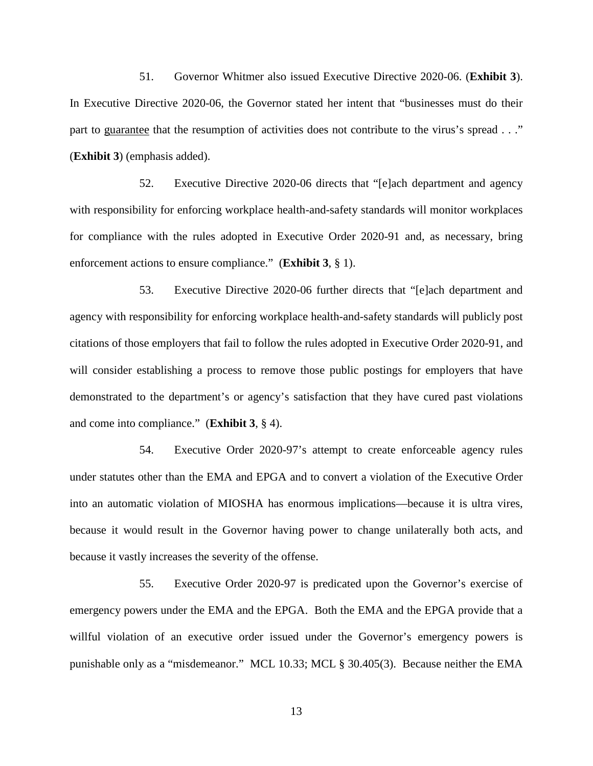51. Governor Whitmer also issued Executive Directive 2020-06. (**Exhibit 3**). In Executive Directive 2020-06, the Governor stated her intent that "businesses must do their part to <u>guarantee</u> that the resumption of activities does not contribute to the virus's spread . . ." (**Exhibit 3**) (emphasis added).

52. Executive Directive 2020-06 directs that "[e]ach department and agency with responsibility for enforcing workplace health-and-safety standards will monitor workplaces for compliance with the rules adopted in Executive Order 2020-91 and, as necessary, bring enforcement actions to ensure compliance." (**Exhibit 3**, § 1).

53. Executive Directive 2020-06 further directs that "[e]ach department and agency with responsibility for enforcing workplace health-and-safety standards will publicly post citations of those employers that fail to follow the rules adopted in Executive Order 2020-91, and will consider establishing a process to remove those public postings for employers that have demonstrated to the department's or agency's satisfaction that they have cured past violations and come into compliance." (**Exhibit 3**, § 4).

54. Executive Order 2020-97's attempt to create enforceable agency rules under statutes other than the EMA and EPGA and to convert a violation of the Executive Order into an automatic violation of MIOSHA has enormous implications—because it is ultra vires, because it would result in the Governor having power to change unilaterally both acts, and because it vastly increases the severity of the offense.

55. Executive Order 2020-97 is predicated upon the Governor's exercise of emergency powers under the EMA and the EPGA. Both the EMA and the EPGA provide that a willful violation of an executive order issued under the Governor's emergency powers is punishable only as a "misdemeanor." MCL 10.33; MCL § 30.405(3). Because neither the EMA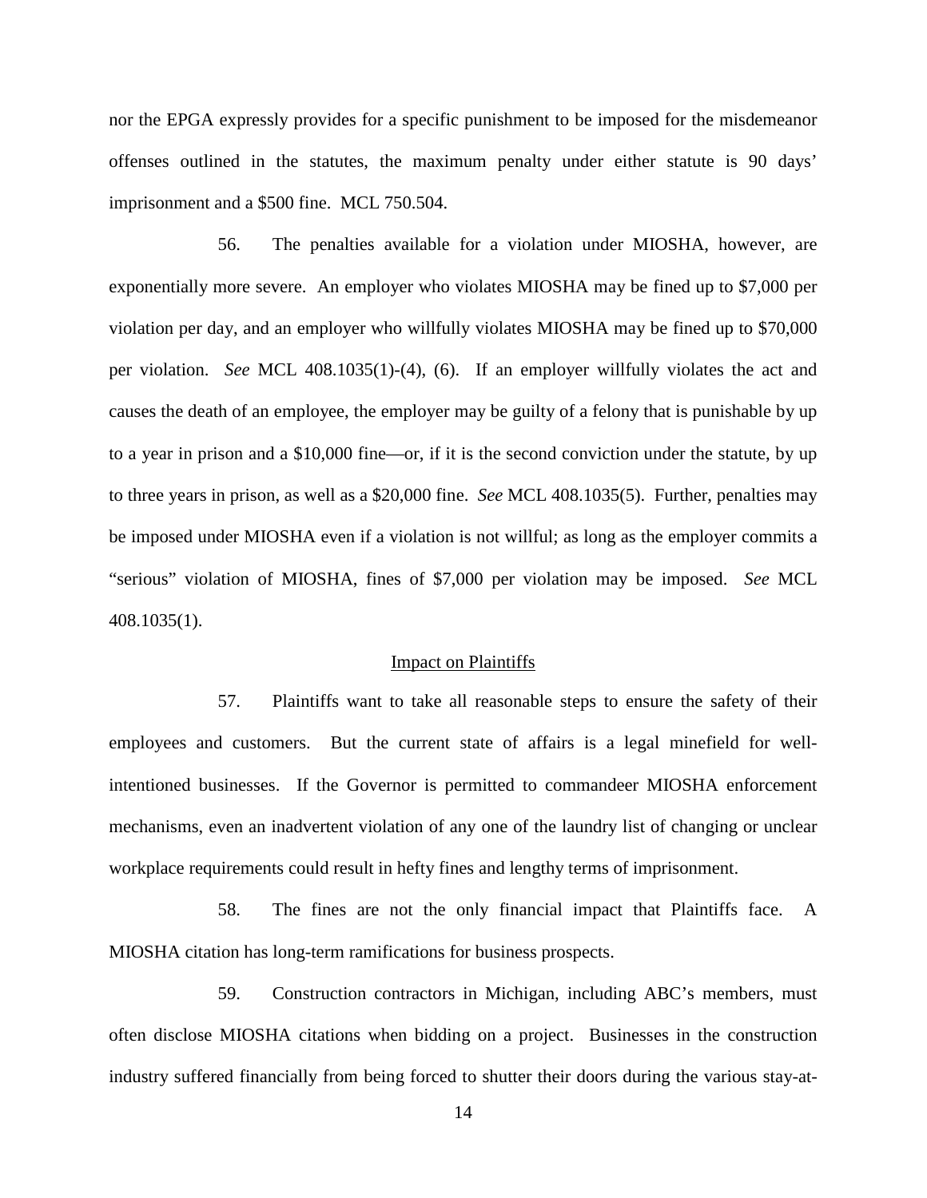nor the EPGA expressly provides for a specific punishment to be imposed for the misdemeanor offenses outlined in the statutes, the maximum penalty under either statute is 90 days' imprisonment and a $500 fine. MCL 750.504.

56. The penalties available for a violation under MIOSHA, however, are exponentially more severe. An employer who violates MIOSHA may be fined up to $7,000 per violation per day, and an employer who willfully violates MIOSHA may be fined up to $70,000 per violation. *See* MCL 408.1035(1)-(4), (6). If an employer willfully violates the act and causes the death of an employee, the employer may be guilty of a felony that is punishable by up to a year in prison and a $10,000 fine—or, if it is the second conviction under the statute, by up to three years in prison, as well as a $20,000 fine. *See* MCL 408.1035(5). Further, penalties may be imposed under MIOSHA even if a violation is not willful; as long as the employer commits a "serious" violation of MIOSHA, fines of $7,000 per violation may be imposed. *See* MCL 408.1035(1).

<u>Impact on Plaintiffs</u>

57. Plaintiffs want to take all reasonable steps to ensure the safety of their employees and customers. But the current state of affairs is a legal minefield for well-intentioned businesses. If the Governor is permitted to commandeer MIOSHA enforcement mechanisms, even an inadvertent violation of any one of the laundry list of changing or unclear workplace requirements could result in hefty fines and lengthy terms of imprisonment.

58. The fines are not the only financial impact that Plaintiffs face. A MIOSHA citation has long-term ramifications for business prospects.

59. Construction contractors in Michigan, including ABC's members, must often disclose MIOSHA citations when bidding on a project. Businesses in the construction industry suffered financially from being forced to shutter their doors during the various stay-at-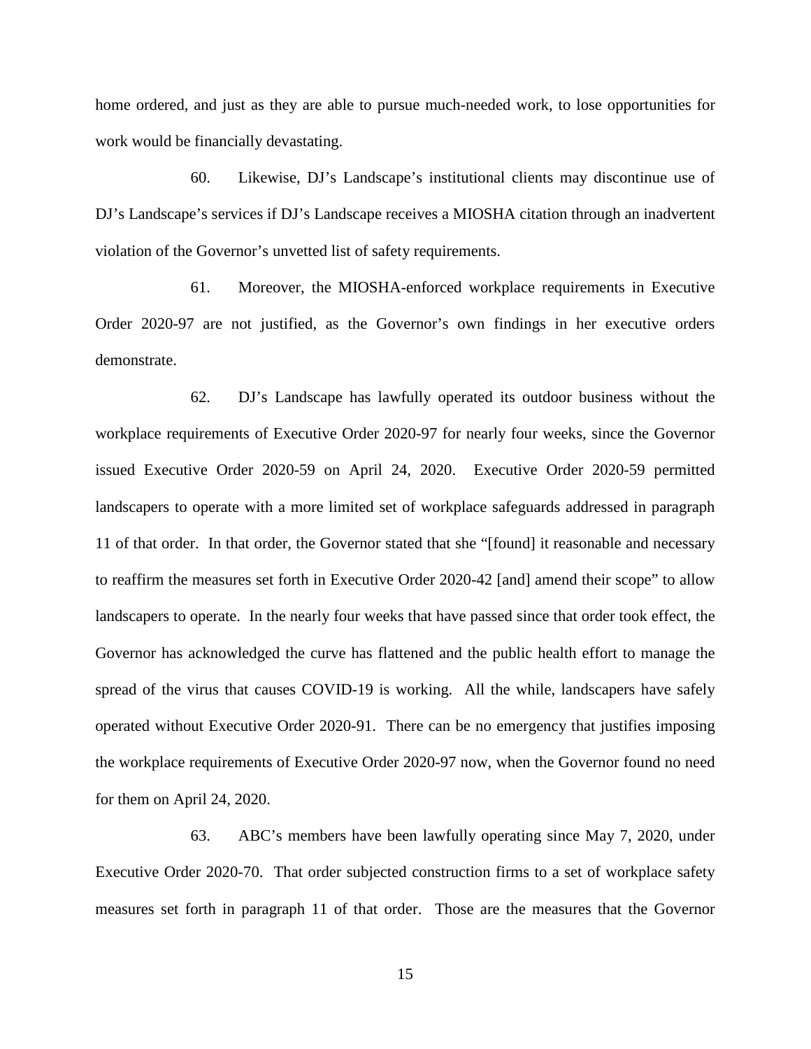home ordered, and just as they are able to pursue much-needed work, to lose opportunities for work would be financially devastating.

60. Likewise, DJ's Landscape's institutional clients may discontinue use of DJ's Landscape's services if DJ's Landscape receives a MIOSHA citation through an inadvertent violation of the Governor's unvetted list of safety requirements.

61. Moreover, the MIOSHA-enforced workplace requirements in Executive Order 2020-97 are not justified, as the Governor's own findings in her executive orders demonstrate.

62. DJ's Landscape has lawfully operated its outdoor business without the workplace requirements of Executive Order 2020-97 for nearly four weeks, since the Governor issued Executive Order 2020-59 on April 24, 2020. Executive Order 2020-59 permitted landscapers to operate with a more limited set of workplace safeguards addressed in paragraph 11 of that order. In that order, the Governor stated that she "[found] it reasonable and necessary to reaffirm the measures set forth in Executive Order 2020-42 [and] amend their scope" to allow landscapers to operate. In the nearly four weeks that have passed since that order took effect, the Governor has acknowledged the curve has flattened and the public health effort to manage the spread of the virus that causes COVID-19 is working. All the while, landscapers have safely operated without Executive Order 2020-91. There can be no emergency that justifies imposing the workplace requirements of Executive Order 2020-97 now, when the Governor found no need for them on April 24, 2020.

63. ABC's members have been lawfully operating since May 7, 2020, under Executive Order 2020-70. That order subjected construction firms to a set of workplace safety measures set forth in paragraph 11 of that order. Those are the measures that the Governor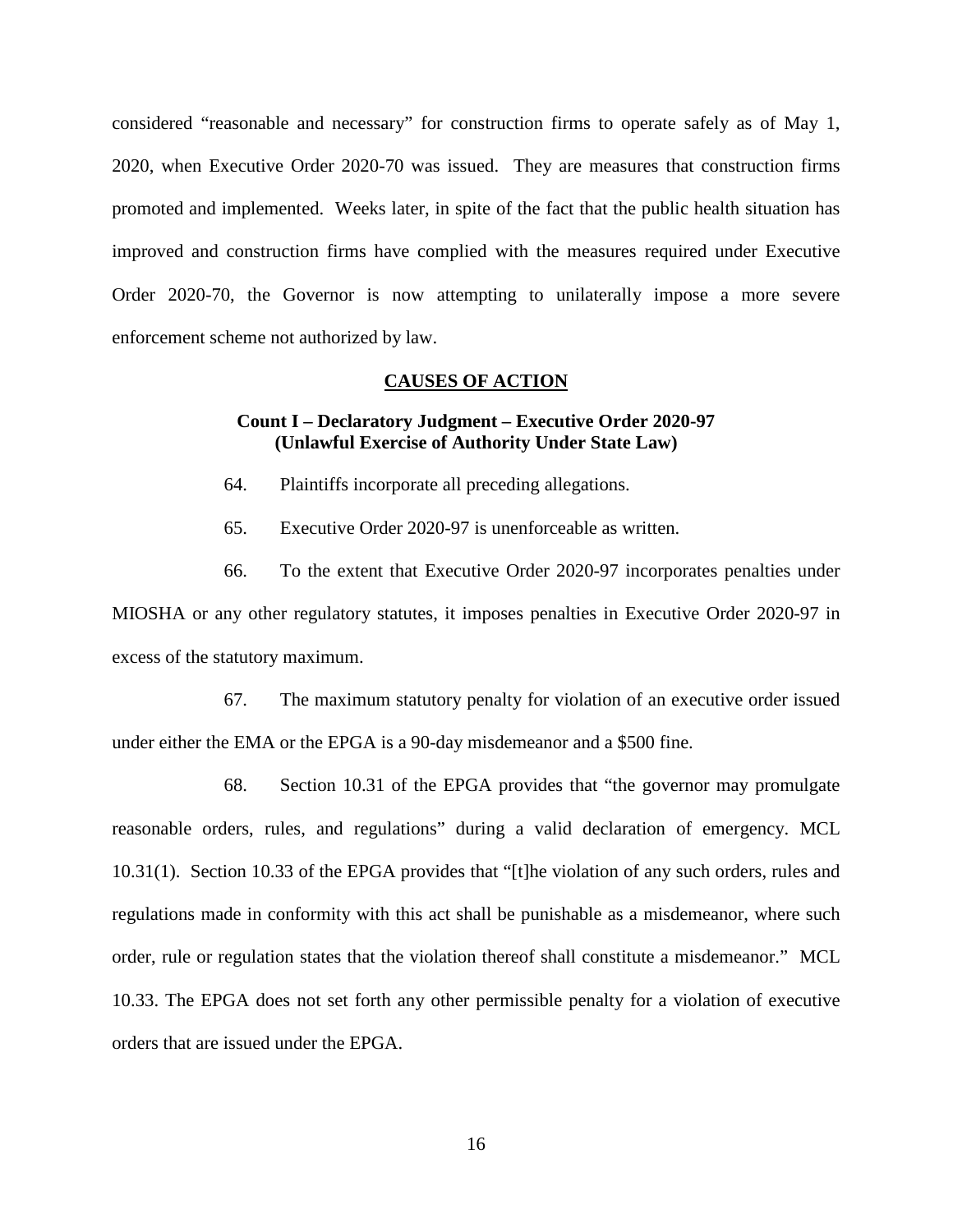considered "reasonable and necessary" for construction firms to operate safely as of May 1, 2020, when Executive Order 2020-70 was issued. They are measures that construction firms promoted and implemented. Weeks later, in spite of the fact that the public health situation has improved and construction firms have complied with the measures required under Executive Order 2020-70, the Governor is now attempting to unilaterally impose a more severe enforcement scheme not authorized by law.

## CAUSES OF ACTION

### Count I – Declaratory Judgment – Executive Order 2020-97 (Unlawful Exercise of Authority Under State Law)

64. Plaintiffs incorporate all preceding allegations.

65. Executive Order 2020-97 is unenforceable as written.

66. To the extent that Executive Order 2020-97 incorporates penalties under MIOSHA or any other regulatory statutes, it imposes penalties in Executive Order 2020-97 in excess of the statutory maximum.

67. The maximum statutory penalty for violation of an executive order issued under either the EMA or the EPGA is a 90-day misdemeanor and a $500 fine.

68. Section 10.31 of the EPGA provides that "the governor may promulgate reasonable orders, rules, and regulations" during a valid declaration of emergency. MCL 10.31(1). Section 10.33 of the EPGA provides that "[t]he violation of any such orders, rules and regulations made in conformity with this act shall be punishable as a misdemeanor, where such order, rule or regulation states that the violation thereof shall constitute a misdemeanor." MCL 10.33. The EPGA does not set forth any other permissible penalty for a violation of executive orders that are issued under the EPGA.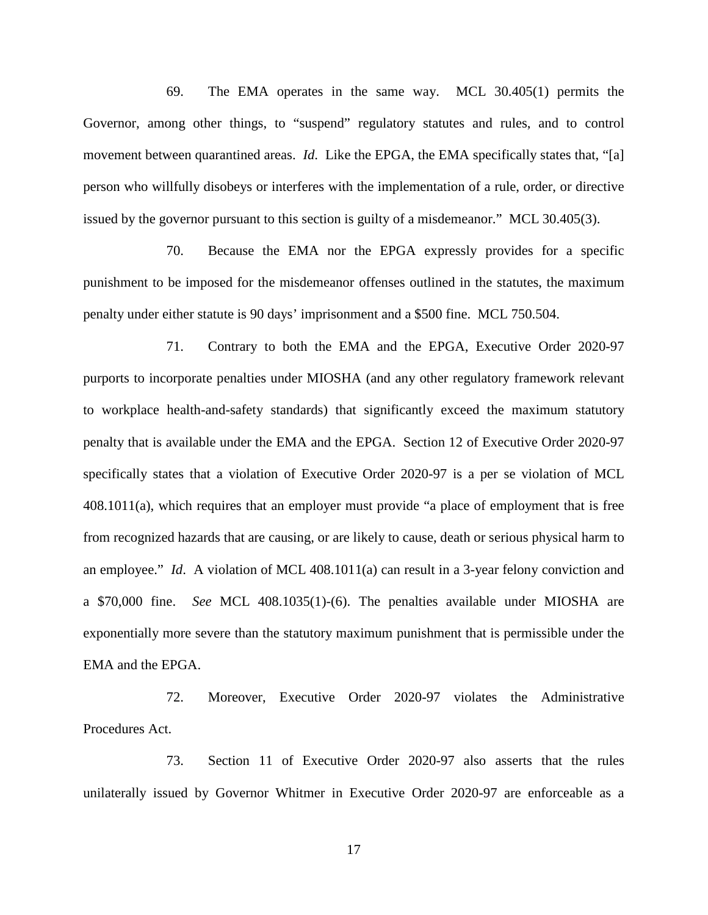69. The EMA operates in the same way. MCL 30.405(1) permits the Governor, among other things, to "suspend" regulatory statutes and rules, and to control movement between quarantined areas. *Id*. Like the EPGA, the EMA specifically states that, "[a] person who willfully disobeys or interferes with the implementation of a rule, order, or directive issued by the governor pursuant to this section is guilty of a misdemeanor." MCL 30.405(3).

70. Because the EMA nor the EPGA expressly provides for a specific punishment to be imposed for the misdemeanor offenses outlined in the statutes, the maximum penalty under either statute is 90 days' imprisonment and a $500 fine. MCL 750.504.

71. Contrary to both the EMA and the EPGA, Executive Order 2020-97 purports to incorporate penalties under MIOSHA (and any other regulatory framework relevant to workplace health-and-safety standards) that significantly exceed the maximum statutory penalty that is available under the EMA and the EPGA. Section 12 of Executive Order 2020-97 specifically states that a violation of Executive Order 2020-97 is a per se violation of MCL 408.1011(a), which requires that an employer must provide "a place of employment that is free from recognized hazards that are causing, or are likely to cause, death or serious physical harm to an employee." *Id*. A violation of MCL 408.1011(a) can result in a 3-year felony conviction and a $70,000 fine. *See* MCL 408.1035(1)-(6). The penalties available under MIOSHA are exponentially more severe than the statutory maximum punishment that is permissible under the EMA and the EPGA.

72. Moreover, Executive Order 2020-97 violates the Administrative Procedures Act.

73. Section 11 of Executive Order 2020-97 also asserts that the rules unilaterally issued by Governor Whitmer in Executive Order 2020-97 are enforceable as a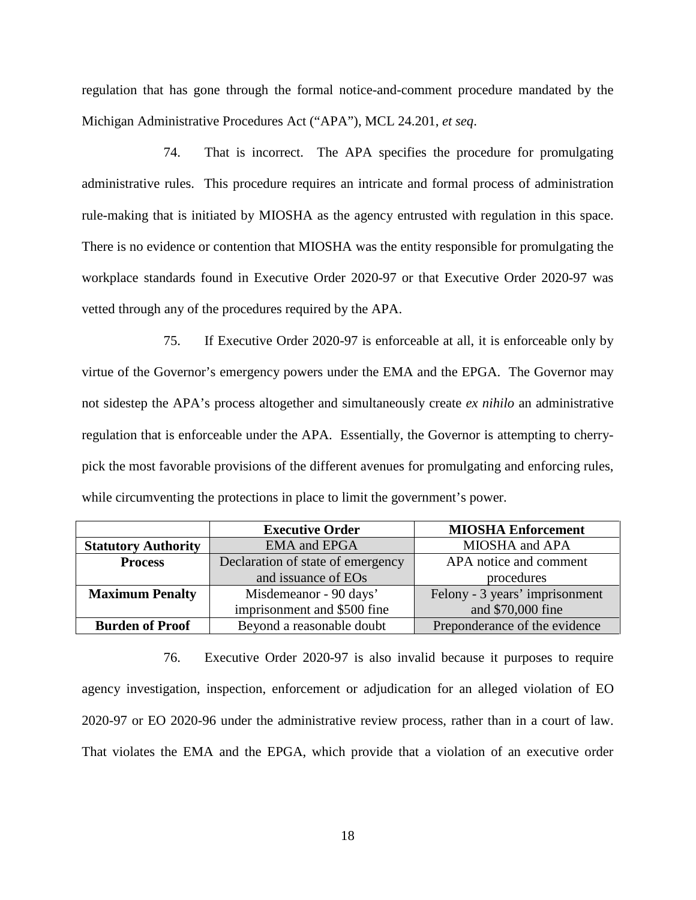regulation that has gone through the formal notice-and-comment procedure mandated by the Michigan Administrative Procedures Act ("APA"), MCL 24.201, *et seq*.

74. That is incorrect. The APA specifies the procedure for promulgating administrative rules. This procedure requires an intricate and formal process of administration rule-making that is initiated by MIOSHA as the agency entrusted with regulation in this space. There is no evidence or contention that MIOSHA was the entity responsible for promulgating the workplace standards found in Executive Order 2020-97 or that Executive Order 2020-97 was vetted through any of the procedures required by the APA.

75. If Executive Order 2020-97 is enforceable at all, it is enforceable only by virtue of the Governor's emergency powers under the EMA and the EPGA. The Governor may not sidestep the APA's process altogether and simultaneously create *ex nihilo* an administrative regulation that is enforceable under the APA. Essentially, the Governor is attempting to cherry-pick the most favorable provisions of the different avenues for promulgating and enforcing rules, while circumventing the protections in place to limit the government's power.

| | **Executive Order** | **MIOSHA Enforcement** |
|---|---|---|
| **Statutory Authority** | EMA and EPGA | MIOSHA and APA |
| **Process** | Declaration of state of emergency and issuance of EOs | APA notice and comment procedures |
| **Maximum Penalty** | Misdemeanor - 90 days' imprisonment and $500 fine | Felony - 3 years' imprisonment and $70,000 fine |
| **Burden of Proof** | Beyond a reasonable doubt | Preponderance of the evidence |

76. Executive Order 2020-97 is also invalid because it purposes to require agency investigation, inspection, enforcement or adjudication for an alleged violation of EO 2020-97 or EO 2020-96 under the administrative review process, rather than in a court of law. That violates the EMA and the EPGA, which provide that a violation of an executive order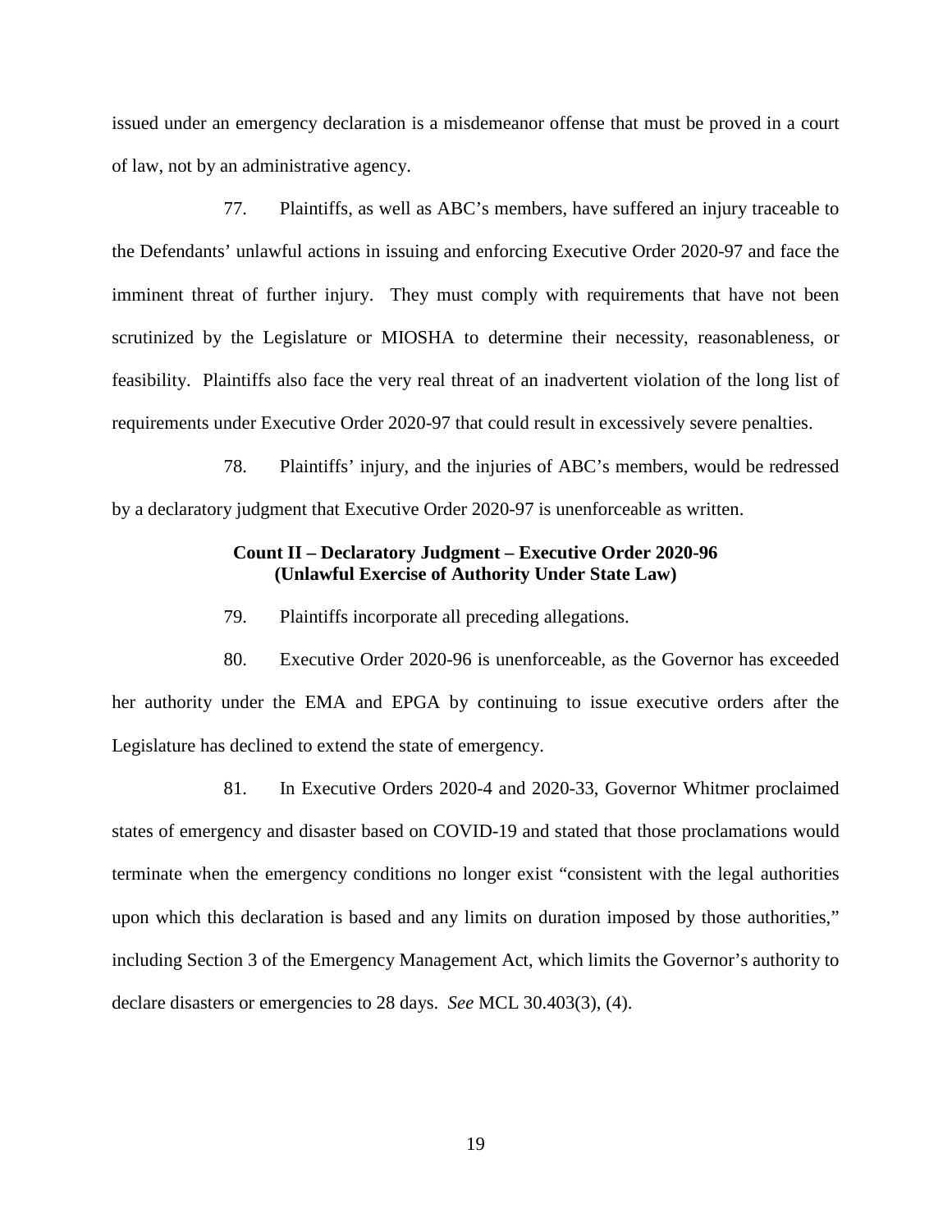issued under an emergency declaration is a misdemeanor offense that must be proved in a court of law, not by an administrative agency.

77. Plaintiffs, as well as ABC's members, have suffered an injury traceable to the Defendants' unlawful actions in issuing and enforcing Executive Order 2020-97 and face the imminent threat of further injury. They must comply with requirements that have not been scrutinized by the Legislature or MIOSHA to determine their necessity, reasonableness, or feasibility. Plaintiffs also face the very real threat of an inadvertent violation of the long list of requirements under Executive Order 2020-97 that could result in excessively severe penalties.

78. Plaintiffs' injury, and the injuries of ABC's members, would be redressed by a declaratory judgment that Executive Order 2020-97 is unenforceable as written.

**Count II – Declaratory Judgment – Executive Order 2020-96**
**(Unlawful Exercise of Authority Under State Law)**

79. Plaintiffs incorporate all preceding allegations.

80. Executive Order 2020-96 is unenforceable, as the Governor has exceeded her authority under the EMA and EPGA by continuing to issue executive orders after the Legislature has declined to extend the state of emergency.

81. In Executive Orders 2020-4 and 2020-33, Governor Whitmer proclaimed states of emergency and disaster based on COVID-19 and stated that those proclamations would terminate when the emergency conditions no longer exist "consistent with the legal authorities upon which this declaration is based and any limits on duration imposed by those authorities," including Section 3 of the Emergency Management Act, which limits the Governor's authority to declare disasters or emergencies to 28 days. *See* MCL 30.403(3), (4).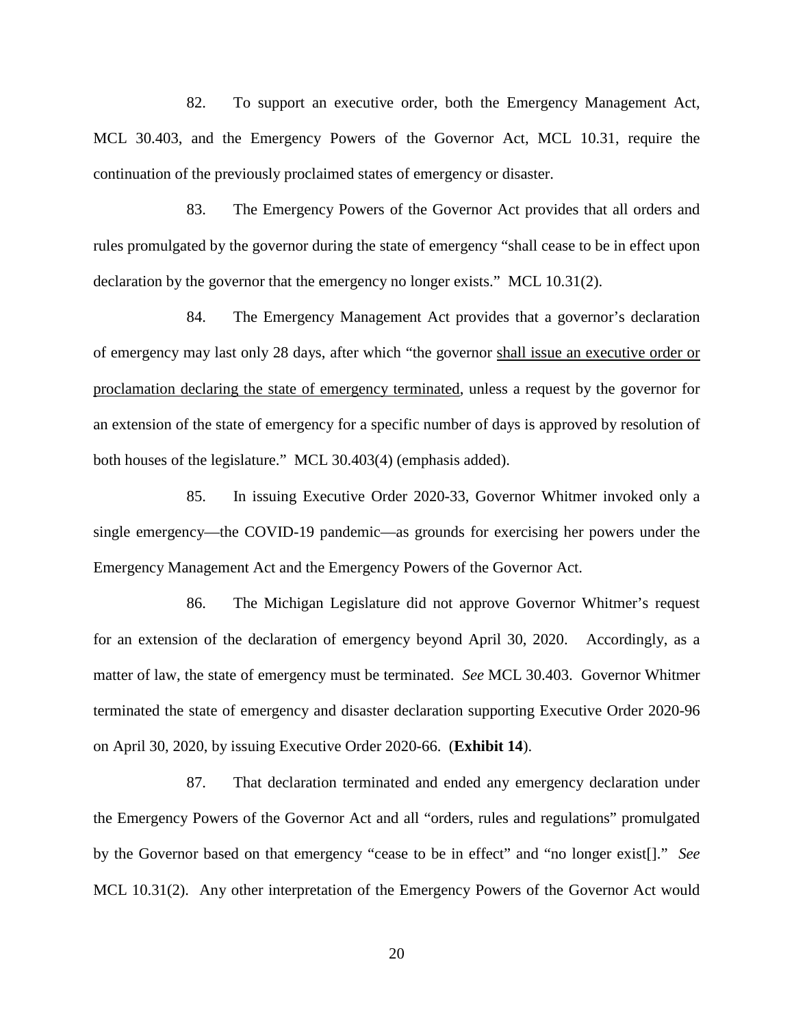82. To support an executive order, both the Emergency Management Act, MCL 30.403, and the Emergency Powers of the Governor Act, MCL 10.31, require the continuation of the previously proclaimed states of emergency or disaster.

83. The Emergency Powers of the Governor Act provides that all orders and rules promulgated by the governor during the state of emergency "shall cease to be in effect upon declaration by the governor that the emergency no longer exists." MCL 10.31(2).

84. The Emergency Management Act provides that a governor's declaration of emergency may last only 28 days, after which "the governor <u>shall issue an executive order or proclamation declaring the state of emergency terminated</u>, unless a request by the governor for an extension of the state of emergency for a specific number of days is approved by resolution of both houses of the legislature." MCL 30.403(4) (emphasis added).

85. In issuing Executive Order 2020-33, Governor Whitmer invoked only a single emergency—the COVID-19 pandemic—as grounds for exercising her powers under the Emergency Management Act and the Emergency Powers of the Governor Act.

86. The Michigan Legislature did not approve Governor Whitmer's request for an extension of the declaration of emergency beyond April 30, 2020. Accordingly, as a matter of law, the state of emergency must be terminated. *See* MCL 30.403. Governor Whitmer terminated the state of emergency and disaster declaration supporting Executive Order 2020-96 on April 30, 2020, by issuing Executive Order 2020-66. (**Exhibit 14**).

87. That declaration terminated and ended any emergency declaration under the Emergency Powers of the Governor Act and all "orders, rules and regulations" promulgated by the Governor based on that emergency "cease to be in effect" and "no longer exist[]." *See* MCL 10.31(2). Any other interpretation of the Emergency Powers of the Governor Act would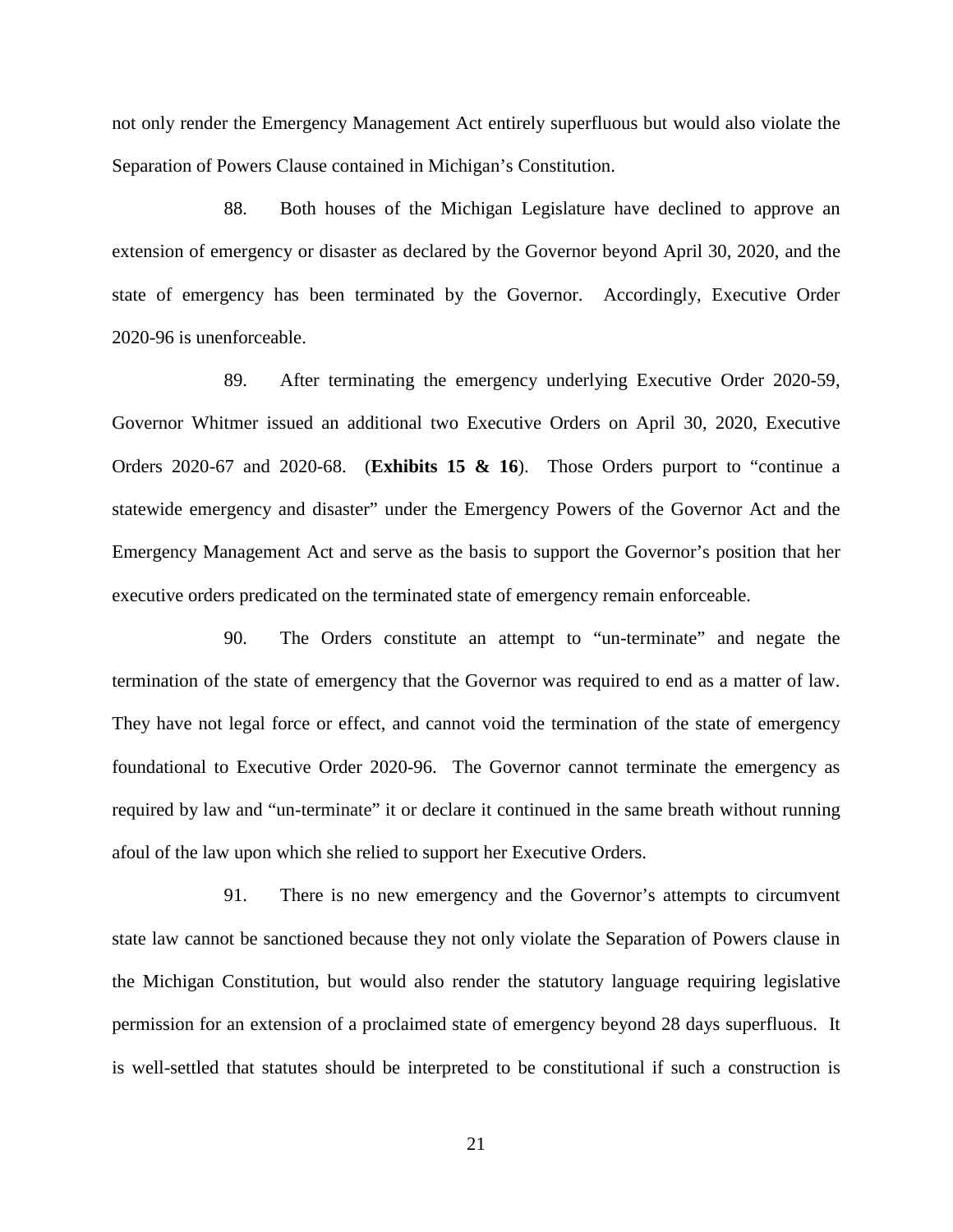not only render the Emergency Management Act entirely superfluous but would also violate the Separation of Powers Clause contained in Michigan's Constitution.

88. Both houses of the Michigan Legislature have declined to approve an extension of emergency or disaster as declared by the Governor beyond April 30, 2020, and the state of emergency has been terminated by the Governor. Accordingly, Executive Order 2020-96 is unenforceable.

89. After terminating the emergency underlying Executive Order 2020-59, Governor Whitmer issued an additional two Executive Orders on April 30, 2020, Executive Orders 2020-67 and 2020-68. (**Exhibits 15 & 16**). Those Orders purport to "continue a statewide emergency and disaster" under the Emergency Powers of the Governor Act and the Emergency Management Act and serve as the basis to support the Governor's position that her executive orders predicated on the terminated state of emergency remain enforceable.

90. The Orders constitute an attempt to "un-terminate" and negate the termination of the state of emergency that the Governor was required to end as a matter of law. They have not legal force or effect, and cannot void the termination of the state of emergency foundational to Executive Order 2020-96. The Governor cannot terminate the emergency as required by law and "un-terminate" it or declare it continued in the same breath without running afoul of the law upon which she relied to support her Executive Orders.

91. There is no new emergency and the Governor's attempts to circumvent state law cannot be sanctioned because they not only violate the Separation of Powers clause in the Michigan Constitution, but would also render the statutory language requiring legislative permission for an extension of a proclaimed state of emergency beyond 28 days superfluous. It is well-settled that statutes should be interpreted to be constitutional if such a construction is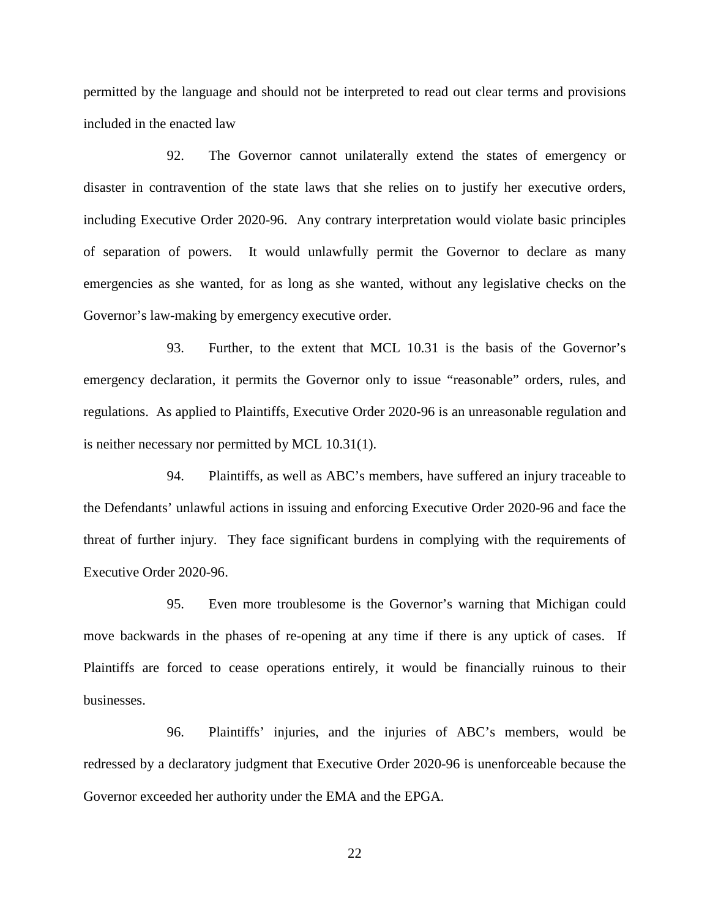permitted by the language and should not be interpreted to read out clear terms and provisions included in the enacted law

92. The Governor cannot unilaterally extend the states of emergency or disaster in contravention of the state laws that she relies on to justify her executive orders, including Executive Order 2020-96. Any contrary interpretation would violate basic principles of separation of powers. It would unlawfully permit the Governor to declare as many emergencies as she wanted, for as long as she wanted, without any legislative checks on the Governor's law-making by emergency executive order.

93. Further, to the extent that MCL 10.31 is the basis of the Governor's emergency declaration, it permits the Governor only to issue "reasonable" orders, rules, and regulations. As applied to Plaintiffs, Executive Order 2020-96 is an unreasonable regulation and is neither necessary nor permitted by MCL 10.31(1).

94. Plaintiffs, as well as ABC's members, have suffered an injury traceable to the Defendants' unlawful actions in issuing and enforcing Executive Order 2020-96 and face the threat of further injury. They face significant burdens in complying with the requirements of Executive Order 2020-96.

95. Even more troublesome is the Governor's warning that Michigan could move backwards in the phases of re-opening at any time if there is any uptick of cases. If Plaintiffs are forced to cease operations entirely, it would be financially ruinous to their businesses.

96. Plaintiffs' injuries, and the injuries of ABC's members, would be redressed by a declaratory judgment that Executive Order 2020-96 is unenforceable because the Governor exceeded her authority under the EMA and the EPGA.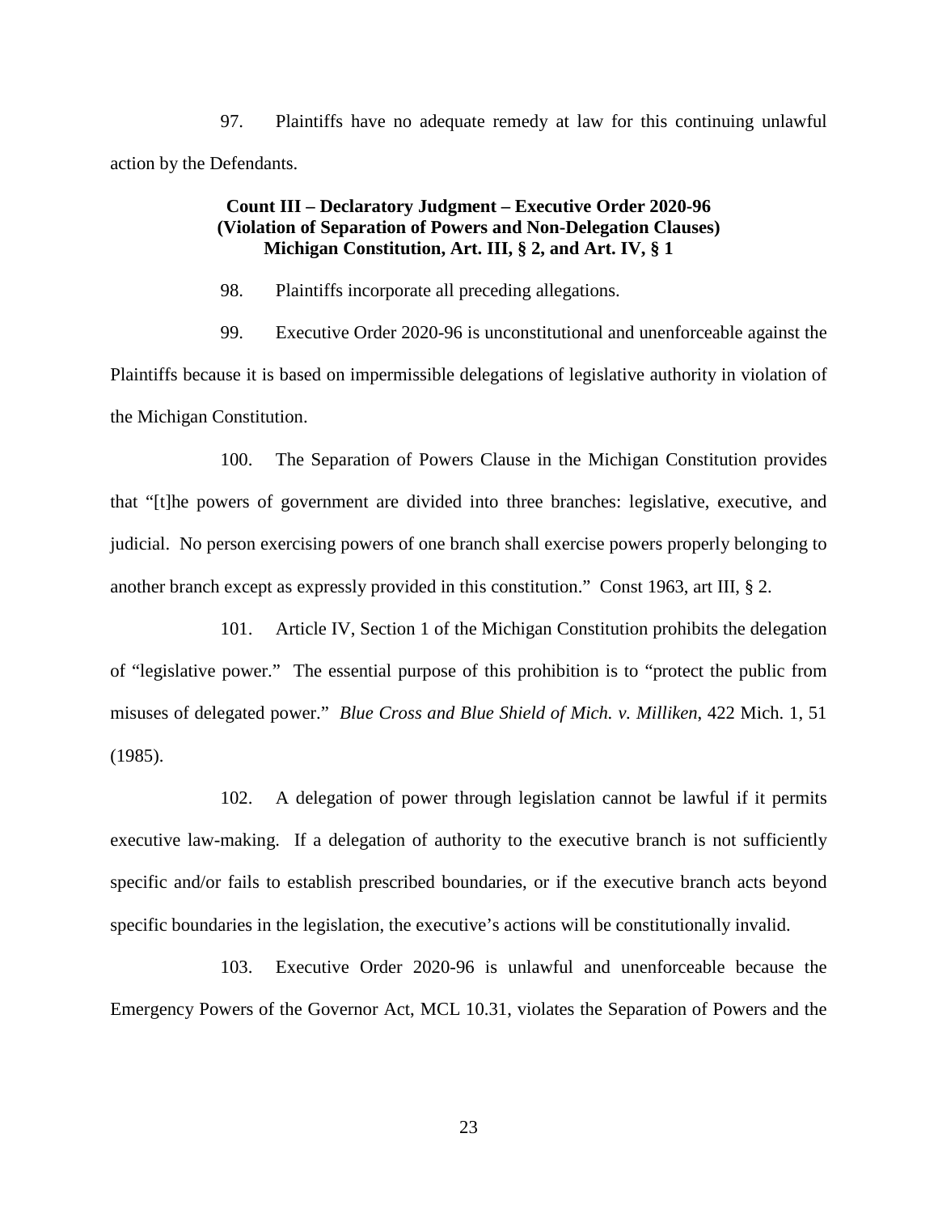97. Plaintiffs have no adequate remedy at law for this continuing unlawful action by the Defendants.

**Count III – Declaratory Judgment – Executive Order 2020-96**
**(Violation of Separation of Powers and Non-Delegation Clauses)**
**Michigan Constitution, Art. III, § 2, and Art. IV, § 1**

98. Plaintiffs incorporate all preceding allegations.

99. Executive Order 2020-96 is unconstitutional and unenforceable against the Plaintiffs because it is based on impermissible delegations of legislative authority in violation of the Michigan Constitution.

100. The Separation of Powers Clause in the Michigan Constitution provides that "[t]he powers of government are divided into three branches: legislative, executive, and judicial. No person exercising powers of one branch shall exercise powers properly belonging to another branch except as expressly provided in this constitution." Const 1963, art III, § 2.

101. Article IV, Section 1 of the Michigan Constitution prohibits the delegation of "legislative power." The essential purpose of this prohibition is to "protect the public from misuses of delegated power." *Blue Cross and Blue Shield of Mich. v. Milliken*, 422 Mich. 1, 51 (1985).

102. A delegation of power through legislation cannot be lawful if it permits executive law-making. If a delegation of authority to the executive branch is not sufficiently specific and/or fails to establish prescribed boundaries, or if the executive branch acts beyond specific boundaries in the legislation, the executive's actions will be constitutionally invalid.

103. Executive Order 2020-96 is unlawful and unenforceable because the Emergency Powers of the Governor Act, MCL 10.31, violates the Separation of Powers and the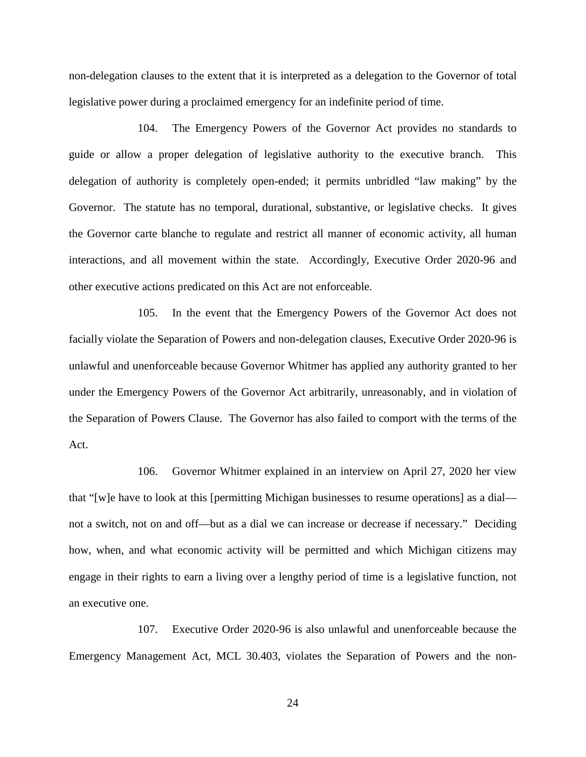non-delegation clauses to the extent that it is interpreted as a delegation to the Governor of total legislative power during a proclaimed emergency for an indefinite period of time.

104. The Emergency Powers of the Governor Act provides no standards to guide or allow a proper delegation of legislative authority to the executive branch. This delegation of authority is completely open-ended; it permits unbridled "law making" by the Governor. The statute has no temporal, durational, substantive, or legislative checks. It gives the Governor carte blanche to regulate and restrict all manner of economic activity, all human interactions, and all movement within the state. Accordingly, Executive Order 2020-96 and other executive actions predicated on this Act are not enforceable.

105. In the event that the Emergency Powers of the Governor Act does not facially violate the Separation of Powers and non-delegation clauses, Executive Order 2020-96 is unlawful and unenforceable because Governor Whitmer has applied any authority granted to her under the Emergency Powers of the Governor Act arbitrarily, unreasonably, and in violation of the Separation of Powers Clause. The Governor has also failed to comport with the terms of the Act.

106. Governor Whitmer explained in an interview on April 27, 2020 her view that "[w]e have to look at this [permitting Michigan businesses to resume operations] as a dial—not a switch, not on and off—but as a dial we can increase or decrease if necessary." Deciding how, when, and what economic activity will be permitted and which Michigan citizens may engage in their rights to earn a living over a lengthy period of time is a legislative function, not an executive one.

107. Executive Order 2020-96 is also unlawful and unenforceable because the Emergency Management Act, MCL 30.403, violates the Separation of Powers and the non-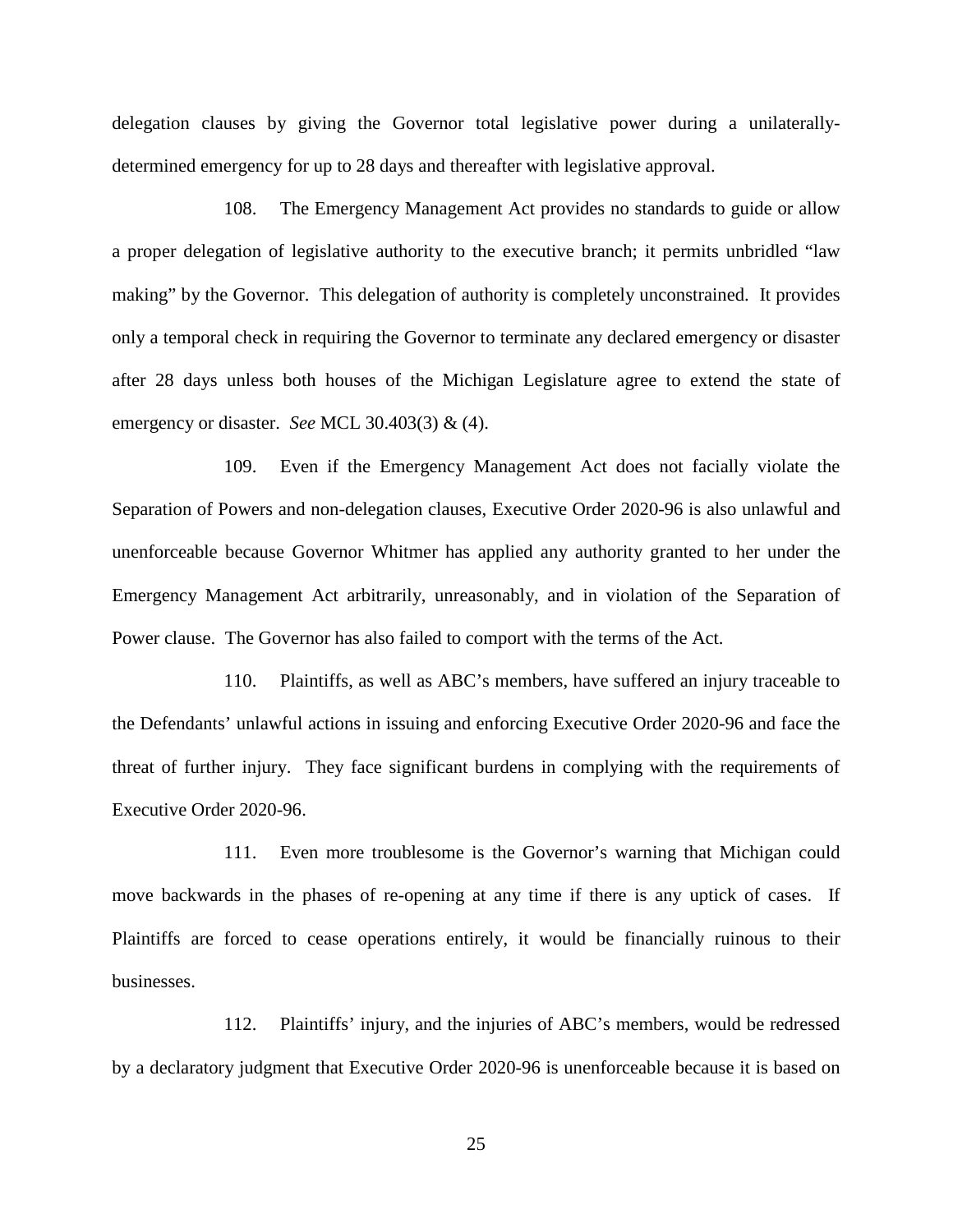delegation clauses by giving the Governor total legislative power during a unilaterally-determined emergency for up to 28 days and thereafter with legislative approval.

108. The Emergency Management Act provides no standards to guide or allow a proper delegation of legislative authority to the executive branch; it permits unbridled "law making" by the Governor. This delegation of authority is completely unconstrained. It provides only a temporal check in requiring the Governor to terminate any declared emergency or disaster after 28 days unless both houses of the Michigan Legislature agree to extend the state of emergency or disaster. *See* MCL 30.403(3) & (4).

109. Even if the Emergency Management Act does not facially violate the Separation of Powers and non-delegation clauses, Executive Order 2020-96 is also unlawful and unenforceable because Governor Whitmer has applied any authority granted to her under the Emergency Management Act arbitrarily, unreasonably, and in violation of the Separation of Power clause. The Governor has also failed to comport with the terms of the Act.

110. Plaintiffs, as well as ABC's members, have suffered an injury traceable to the Defendants' unlawful actions in issuing and enforcing Executive Order 2020-96 and face the threat of further injury. They face significant burdens in complying with the requirements of Executive Order 2020-96.

111. Even more troublesome is the Governor's warning that Michigan could move backwards in the phases of re-opening at any time if there is any uptick of cases. If Plaintiffs are forced to cease operations entirely, it would be financially ruinous to their businesses.

112. Plaintiffs' injury, and the injuries of ABC's members, would be redressed by a declaratory judgment that Executive Order 2020-96 is unenforceable because it is based on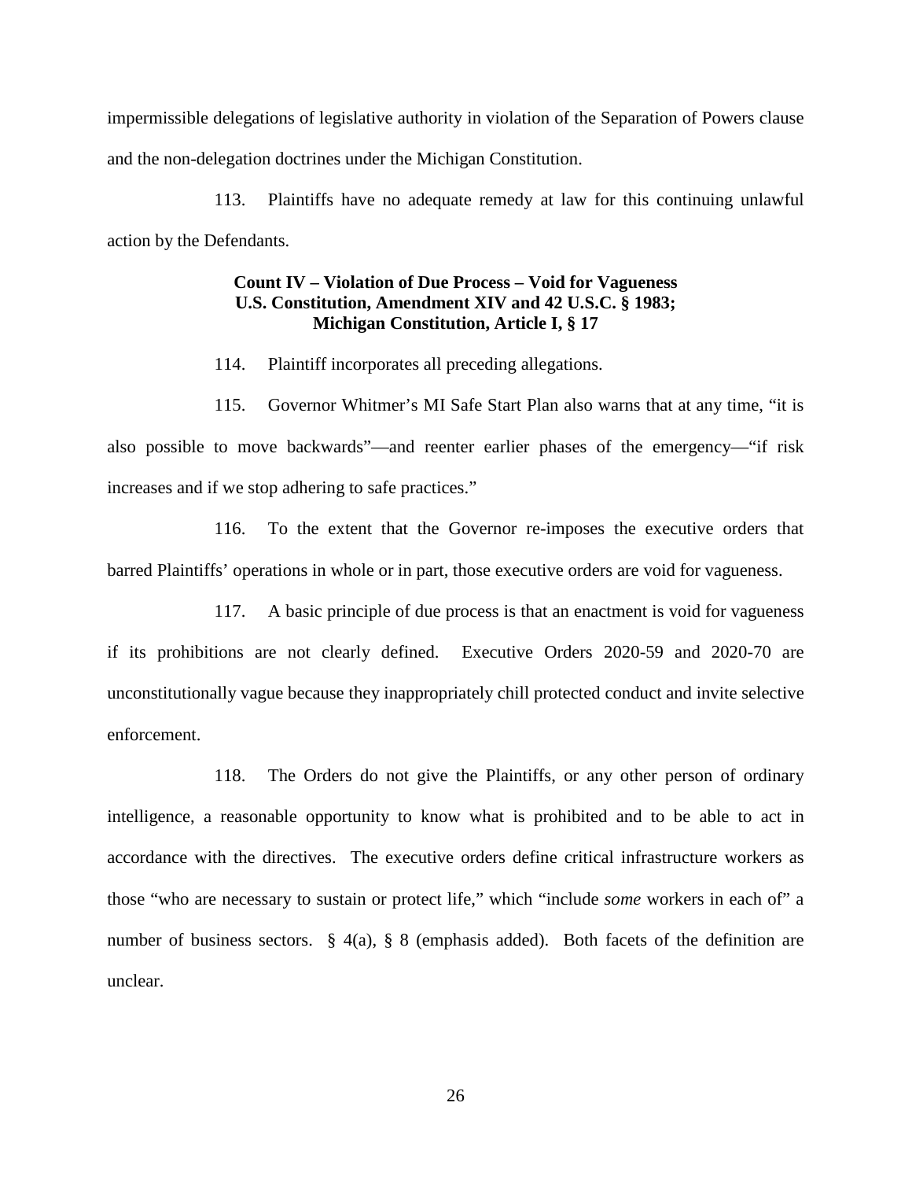impermissible delegations of legislative authority in violation of the Separation of Powers clause and the non-delegation doctrines under the Michigan Constitution.

113. Plaintiffs have no adequate remedy at law for this continuing unlawful action by the Defendants.

**Count IV – Violation of Due Process – Void for Vagueness U.S. Constitution, Amendment XIV and 42 U.S.C. § 1983; Michigan Constitution, Article I, § 17**

114. Plaintiff incorporates all preceding allegations.

115. Governor Whitmer's MI Safe Start Plan also warns that at any time, "it is also possible to move backwards"—and reenter earlier phases of the emergency—"if risk increases and if we stop adhering to safe practices."

116. To the extent that the Governor re-imposes the executive orders that barred Plaintiffs' operations in whole or in part, those executive orders are void for vagueness.

117. A basic principle of due process is that an enactment is void for vagueness if its prohibitions are not clearly defined. Executive Orders 2020-59 and 2020-70 are unconstitutionally vague because they inappropriately chill protected conduct and invite selective enforcement.

118. The Orders do not give the Plaintiffs, or any other person of ordinary intelligence, a reasonable opportunity to know what is prohibited and to be able to act in accordance with the directives. The executive orders define critical infrastructure workers as those "who are necessary to sustain or protect life," which "include *some* workers in each of" a number of business sectors. § 4(a), § 8 (emphasis added). Both facets of the definition are unclear.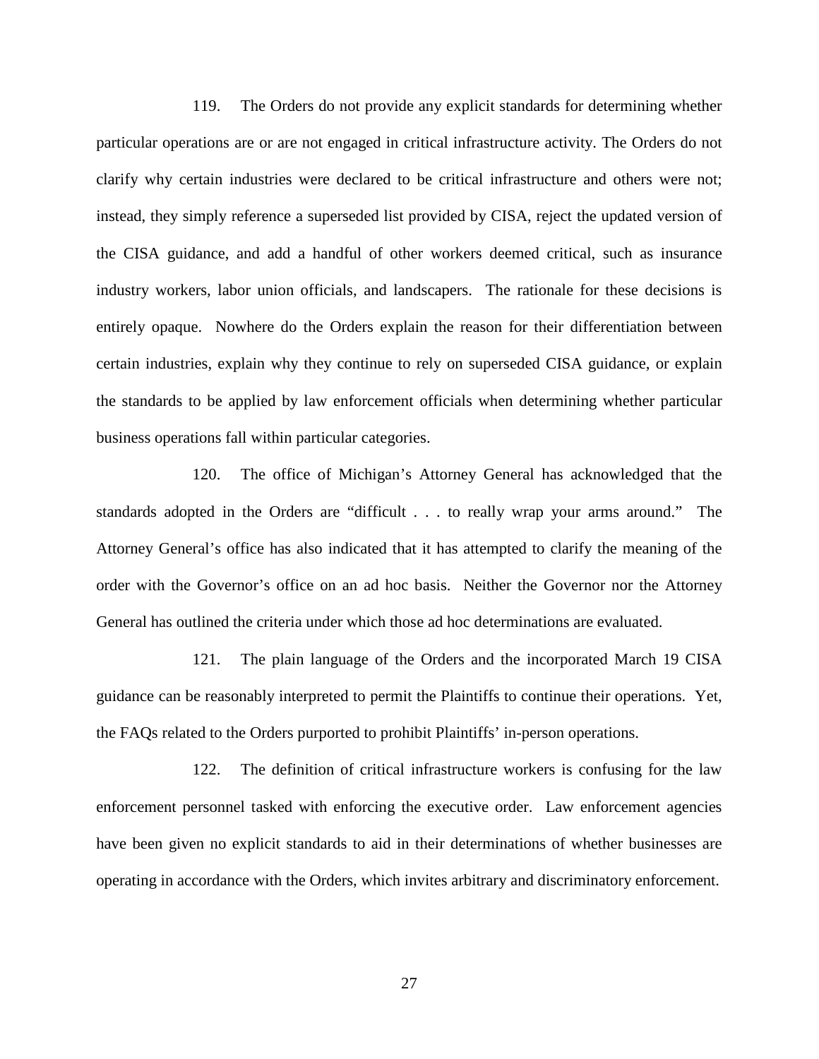119. The Orders do not provide any explicit standards for determining whether particular operations are or are not engaged in critical infrastructure activity. The Orders do not clarify why certain industries were declared to be critical infrastructure and others were not; instead, they simply reference a superseded list provided by CISA, reject the updated version of the CISA guidance, and add a handful of other workers deemed critical, such as insurance industry workers, labor union officials, and landscapers. The rationale for these decisions is entirely opaque. Nowhere do the Orders explain the reason for their differentiation between certain industries, explain why they continue to rely on superseded CISA guidance, or explain the standards to be applied by law enforcement officials when determining whether particular business operations fall within particular categories.

120. The office of Michigan's Attorney General has acknowledged that the standards adopted in the Orders are "difficult . . . to really wrap your arms around." The Attorney General's office has also indicated that it has attempted to clarify the meaning of the order with the Governor's office on an ad hoc basis. Neither the Governor nor the Attorney General has outlined the criteria under which those ad hoc determinations are evaluated.

121. The plain language of the Orders and the incorporated March 19 CISA guidance can be reasonably interpreted to permit the Plaintiffs to continue their operations. Yet, the FAQs related to the Orders purported to prohibit Plaintiffs' in-person operations.

122. The definition of critical infrastructure workers is confusing for the law enforcement personnel tasked with enforcing the executive order. Law enforcement agencies have been given no explicit standards to aid in their determinations of whether businesses are operating in accordance with the Orders, which invites arbitrary and discriminatory enforcement.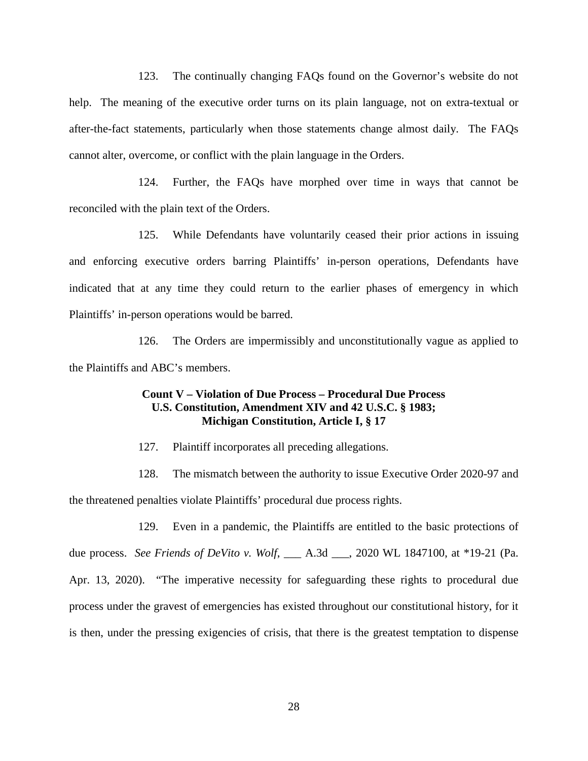123. The continually changing FAQs found on the Governor's website do not help. The meaning of the executive order turns on its plain language, not on extra-textual or after-the-fact statements, particularly when those statements change almost daily. The FAQs cannot alter, overcome, or conflict with the plain language in the Orders.

124. Further, the FAQs have morphed over time in ways that cannot be reconciled with the plain text of the Orders.

125. While Defendants have voluntarily ceased their prior actions in issuing and enforcing executive orders barring Plaintiffs' in-person operations, Defendants have indicated that at any time they could return to the earlier phases of emergency in which Plaintiffs' in-person operations would be barred.

126. The Orders are impermissibly and unconstitutionally vague as applied to the Plaintiffs and ABC's members.

### Count V – Violation of Due Process – Procedural Due Process U.S. Constitution, Amendment XIV and 42 U.S.C. § 1983; Michigan Constitution, Article I, § 17

127. Plaintiff incorporates all preceding allegations.

128. The mismatch between the authority to issue Executive Order 2020-97 and the threatened penalties violate Plaintiffs' procedural due process rights.

129. Even in a pandemic, the Plaintiffs are entitled to the basic protections of due process. *See Friends of DeVito v. Wolf*, ___ A.3d ___, 2020 WL 1847100, at *19-21 (Pa. Apr. 13, 2020). "The imperative necessity for safeguarding these rights to procedural due process under the gravest of emergencies has existed throughout our constitutional history, for it is then, under the pressing exigencies of crisis, that there is the greatest temptation to dispense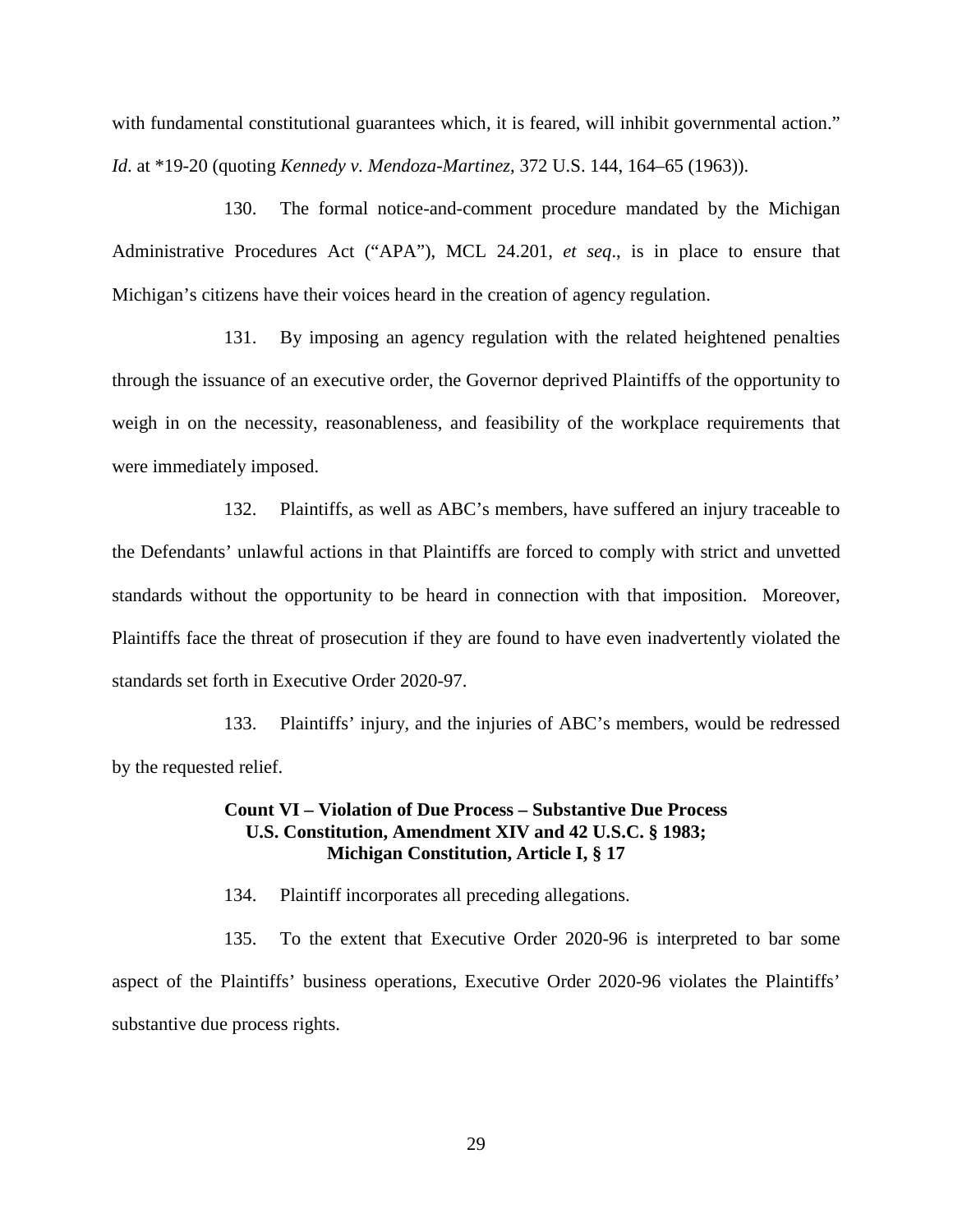with fundamental constitutional guarantees which, it is feared, will inhibit governmental action." *Id*. at *19-20 (quoting *Kennedy v. Mendoza-Martinez*, 372 U.S. 144, 164–65 (1963)).

130. The formal notice-and-comment procedure mandated by the Michigan Administrative Procedures Act ("APA"), MCL 24.201, *et seq*., is in place to ensure that Michigan's citizens have their voices heard in the creation of agency regulation.

131. By imposing an agency regulation with the related heightened penalties through the issuance of an executive order, the Governor deprived Plaintiffs of the opportunity to weigh in on the necessity, reasonableness, and feasibility of the workplace requirements that were immediately imposed.

132. Plaintiffs, as well as ABC's members, have suffered an injury traceable to the Defendants' unlawful actions in that Plaintiffs are forced to comply with strict and unvetted standards without the opportunity to be heard in connection with that imposition. Moreover, Plaintiffs face the threat of prosecution if they are found to have even inadvertently violated the standards set forth in Executive Order 2020-97.

133. Plaintiffs' injury, and the injuries of ABC's members, would be redressed by the requested relief.

**Count VI – Violation of Due Process – Substantive Due Process**
**U.S. Constitution, Amendment XIV and 42 U.S.C. § 1983;**
**Michigan Constitution, Article I, § 17**

134. Plaintiff incorporates all preceding allegations.

135. To the extent that Executive Order 2020-96 is interpreted to bar some aspect of the Plaintiffs' business operations, Executive Order 2020-96 violates the Plaintiffs' substantive due process rights.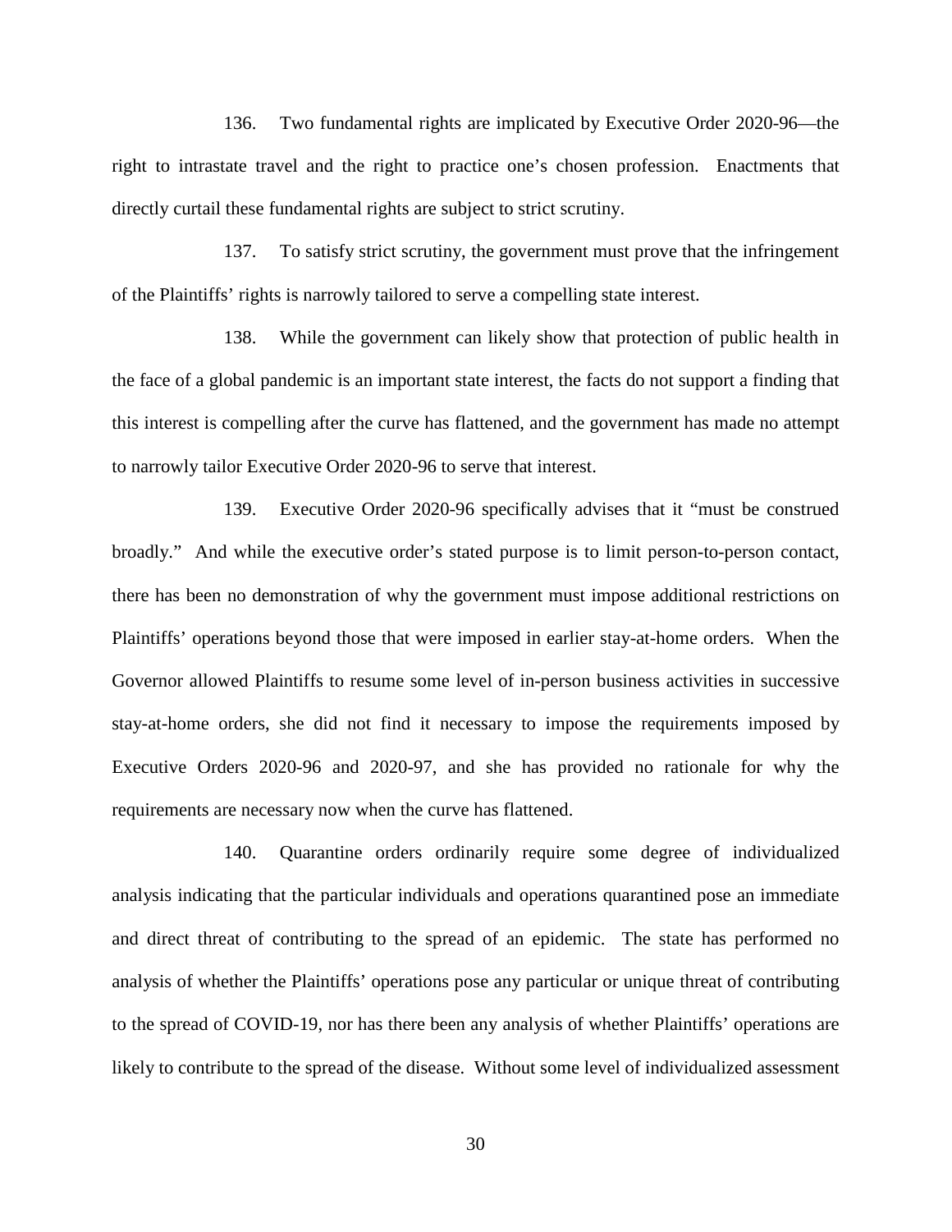136. Two fundamental rights are implicated by Executive Order 2020-96—the right to intrastate travel and the right to practice one's chosen profession. Enactments that directly curtail these fundamental rights are subject to strict scrutiny.

137. To satisfy strict scrutiny, the government must prove that the infringement of the Plaintiffs' rights is narrowly tailored to serve a compelling state interest.

138. While the government can likely show that protection of public health in the face of a global pandemic is an important state interest, the facts do not support a finding that this interest is compelling after the curve has flattened, and the government has made no attempt to narrowly tailor Executive Order 2020-96 to serve that interest.

139. Executive Order 2020-96 specifically advises that it "must be construed broadly." And while the executive order's stated purpose is to limit person-to-person contact, there has been no demonstration of why the government must impose additional restrictions on Plaintiffs' operations beyond those that were imposed in earlier stay-at-home orders. When the Governor allowed Plaintiffs to resume some level of in-person business activities in successive stay-at-home orders, she did not find it necessary to impose the requirements imposed by Executive Orders 2020-96 and 2020-97, and she has provided no rationale for why the requirements are necessary now when the curve has flattened.

140. Quarantine orders ordinarily require some degree of individualized analysis indicating that the particular individuals and operations quarantined pose an immediate and direct threat of contributing to the spread of an epidemic. The state has performed no analysis of whether the Plaintiffs' operations pose any particular or unique threat of contributing to the spread of COVID-19, nor has there been any analysis of whether Plaintiffs' operations are likely to contribute to the spread of the disease. Without some level of individualized assessment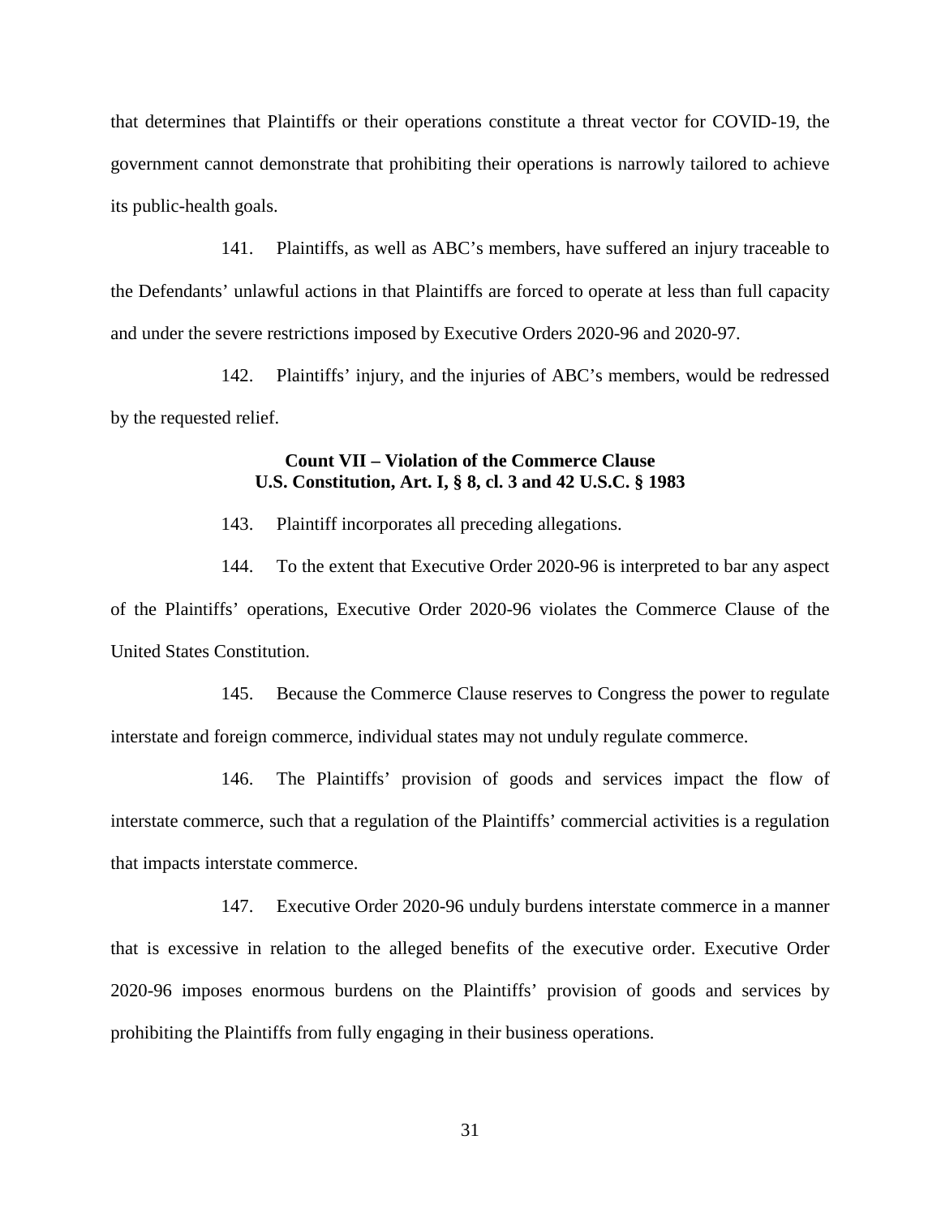that determines that Plaintiffs or their operations constitute a threat vector for COVID-19, the government cannot demonstrate that prohibiting their operations is narrowly tailored to achieve its public-health goals.

141. Plaintiffs, as well as ABC's members, have suffered an injury traceable to the Defendants' unlawful actions in that Plaintiffs are forced to operate at less than full capacity and under the severe restrictions imposed by Executive Orders 2020-96 and 2020-97.

142. Plaintiffs' injury, and the injuries of ABC's members, would be redressed by the requested relief.

**Count VII – Violation of the Commerce Clause**
**U.S. Constitution, Art. I, § 8, cl. 3 and 42 U.S.C. § 1983**

143. Plaintiff incorporates all preceding allegations.

144. To the extent that Executive Order 2020-96 is interpreted to bar any aspect of the Plaintiffs' operations, Executive Order 2020-96 violates the Commerce Clause of the United States Constitution.

145. Because the Commerce Clause reserves to Congress the power to regulate interstate and foreign commerce, individual states may not unduly regulate commerce.

146. The Plaintiffs' provision of goods and services impact the flow of interstate commerce, such that a regulation of the Plaintiffs' commercial activities is a regulation that impacts interstate commerce.

147. Executive Order 2020-96 unduly burdens interstate commerce in a manner that is excessive in relation to the alleged benefits of the executive order. Executive Order 2020-96 imposes enormous burdens on the Plaintiffs' provision of goods and services by prohibiting the Plaintiffs from fully engaging in their business operations.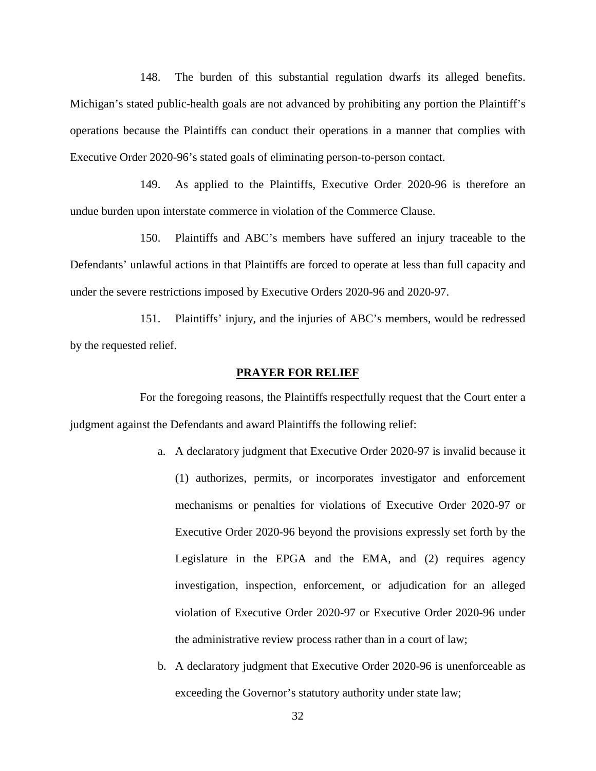148. The burden of this substantial regulation dwarfs its alleged benefits. Michigan's stated public-health goals are not advanced by prohibiting any portion the Plaintiff's operations because the Plaintiffs can conduct their operations in a manner that complies with Executive Order 2020-96's stated goals of eliminating person-to-person contact.

149. As applied to the Plaintiffs, Executive Order 2020-96 is therefore an undue burden upon interstate commerce in violation of the Commerce Clause.

150. Plaintiffs and ABC's members have suffered an injury traceable to the Defendants' unlawful actions in that Plaintiffs are forced to operate at less than full capacity and under the severe restrictions imposed by Executive Orders 2020-96 and 2020-97.

151. Plaintiffs' injury, and the injuries of ABC's members, would be redressed by the requested relief.

## PRAYER FOR RELIEF

For the foregoing reasons, the Plaintiffs respectfully request that the Court enter a judgment against the Defendants and award Plaintiffs the following relief:

a. A declaratory judgment that Executive Order 2020-97 is invalid because it (1) authorizes, permits, or incorporates investigator and enforcement mechanisms or penalties for violations of Executive Order 2020-97 or Executive Order 2020-96 beyond the provisions expressly set forth by the Legislature in the EPGA and the EMA, and (2) requires agency investigation, inspection, enforcement, or adjudication for an alleged violation of Executive Order 2020-97 or Executive Order 2020-96 under the administrative review process rather than in a court of law;

b. A declaratory judgment that Executive Order 2020-96 is unenforceable as exceeding the Governor's statutory authority under state law;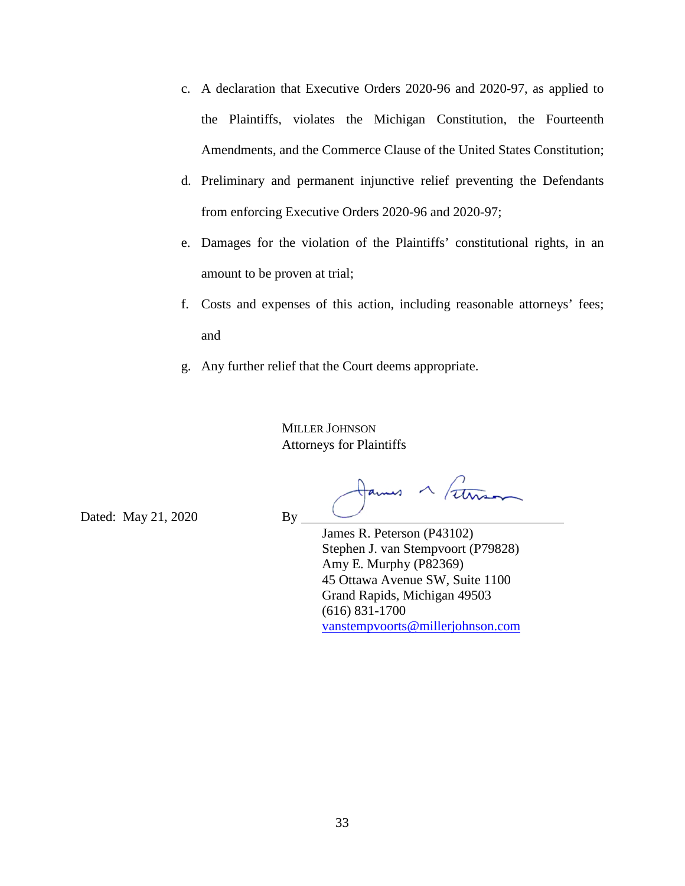c. A declaration that Executive Orders 2020-96 and 2020-97, as applied to the Plaintiffs, violates the Michigan Constitution, the Fourteenth Amendments, and the Commerce Clause of the United States Constitution;

d. Preliminary and permanent injunctive relief preventing the Defendants from enforcing Executive Orders 2020-96 and 2020-97;

e. Damages for the violation of the Plaintiffs' constitutional rights, in an amount to be proven at trial;

f. Costs and expenses of this action, including reasonable attorneys' fees; and

g. Any further relief that the Court deems appropriate.

MILLER JOHNSON
Attorneys for Plaintiffs

Dated: May 21, 2020

By ______________________________

James R. Peterson (P43102)
Stephen J. van Stempvoort (P79828)
Amy E. Murphy (P82369)
45 Ottawa Avenue SW, Suite 1100
Grand Rapids, Michigan 49503
(616) 831-1700
vanstempvoorts@millerjohnson.com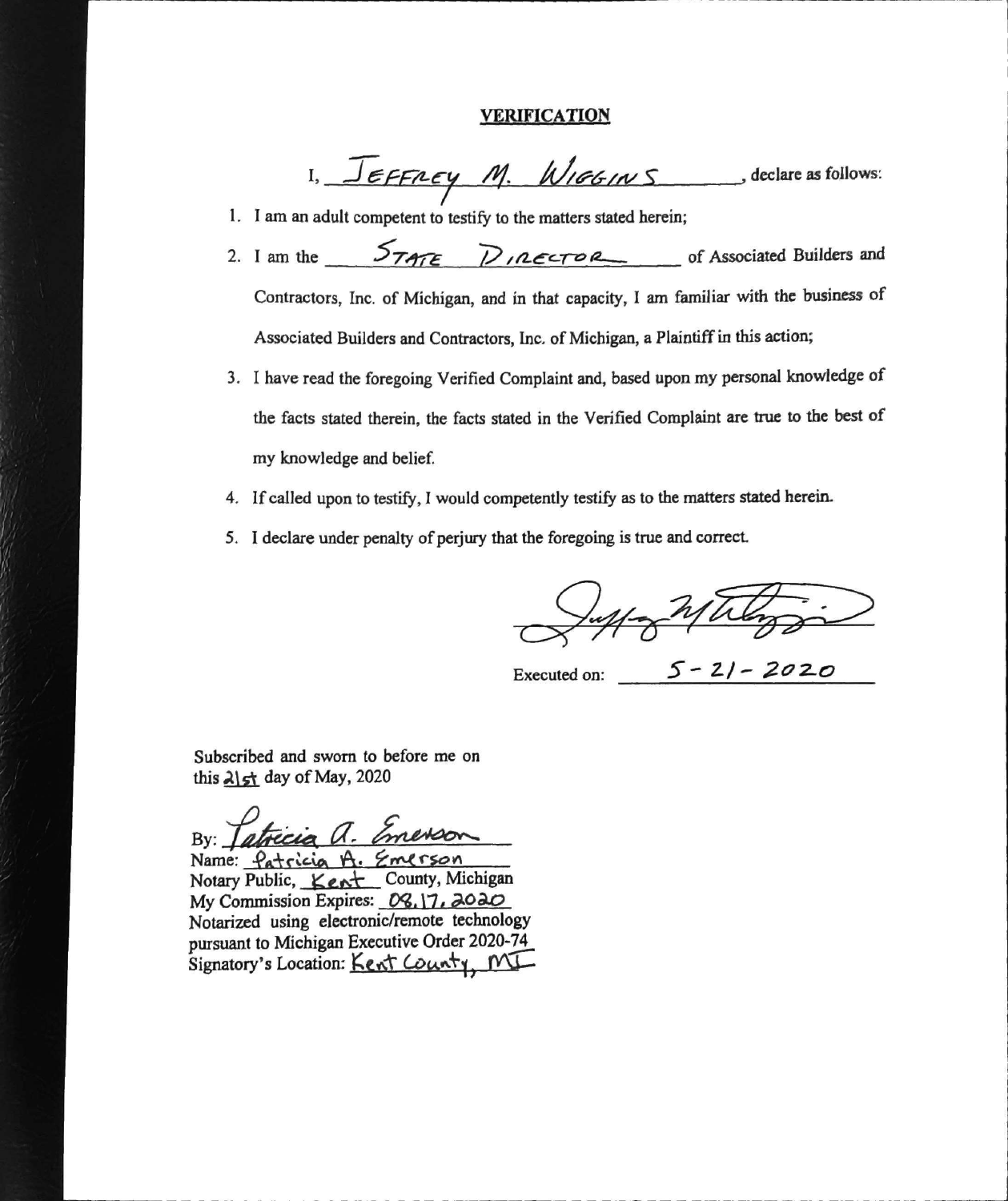## VERIFICATION

I, Jeffrey M. Wiggins, declare as follows:

1. I am an adult competent to testify to the matters stated herein;
2. I am the State Director of Associated Builders and Contractors, Inc. of Michigan, and in that capacity, I am familiar with the business of Associated Builders and Contractors, Inc. of Michigan, a Plaintiff in this action;
3. I have read the foregoing Verified Complaint and, based upon my personal knowledge of the facts stated therein, the facts stated in the Verified Complaint are true to the best of my knowledge and belief.
4. If called upon to testify, I would competently testify as to the matters stated herein.
5. I declare under penalty of perjury that the foregoing is true and correct.

[Signature]

Executed on: 5-21-2020

Subscribed and sworn to before me on this 21st day of May, 2020

By: Patricia A. Emerson
Name: Patricia A. Emerson
Notary Public, Kent County, Michigan
My Commission Expires: 08.17.2020
Notarized using electronic/remote technology pursuant to Michigan Executive Order 2020-74
Signatory's Location: Kent County, MI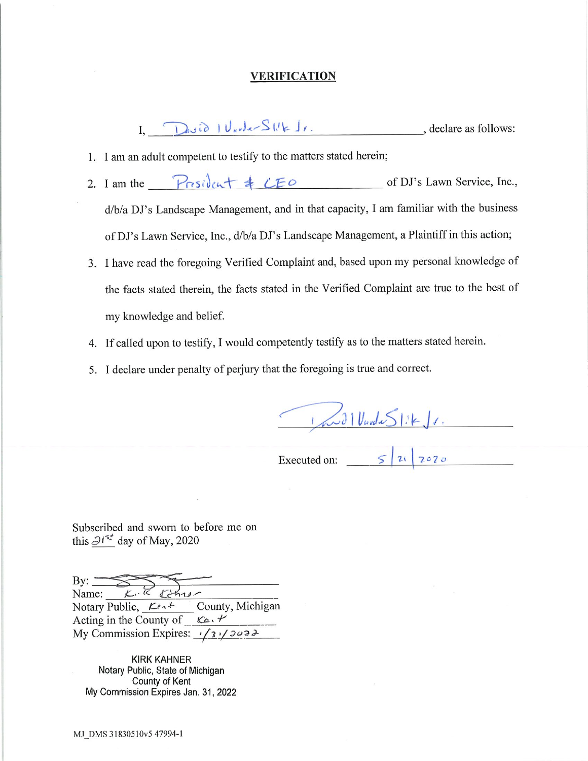## VERIFICATION

I, David VanderSlik Jr., declare as follows:

1. I am an adult competent to testify to the matters stated herein;
2. I am the President & CEO of DJ's Lawn Service, Inc., d/b/a DJ's Landscape Management, and in that capacity, I am familiar with the business of DJ's Lawn Service, Inc., d/b/a DJ's Landscape Management, a Plaintiff in this action;
3. I have read the foregoing Verified Complaint and, based upon my personal knowledge of the facts stated therein, the facts stated in the Verified Complaint are true to the best of my knowledge and belief.
4. If called upon to testify, I would competently testify as to the matters stated herein.
5. I declare under penalty of perjury that the foregoing is true and correct.

David VanderSlik Jr.

Executed on: 5/21/2020

Subscribed and sworn to before me on this 21st day of May, 2020

By: ____________________
Name: Kirk Kahner
Notary Public, Kent County, Michigan
Acting in the County of Kent
My Commission Expires: 1/31/2022

KIRK KAHNER
Notary Public, State of Michigan
County of Kent
My Commission Expires Jan. 31, 2022

MJ_DMS 31830510v5 47994-1